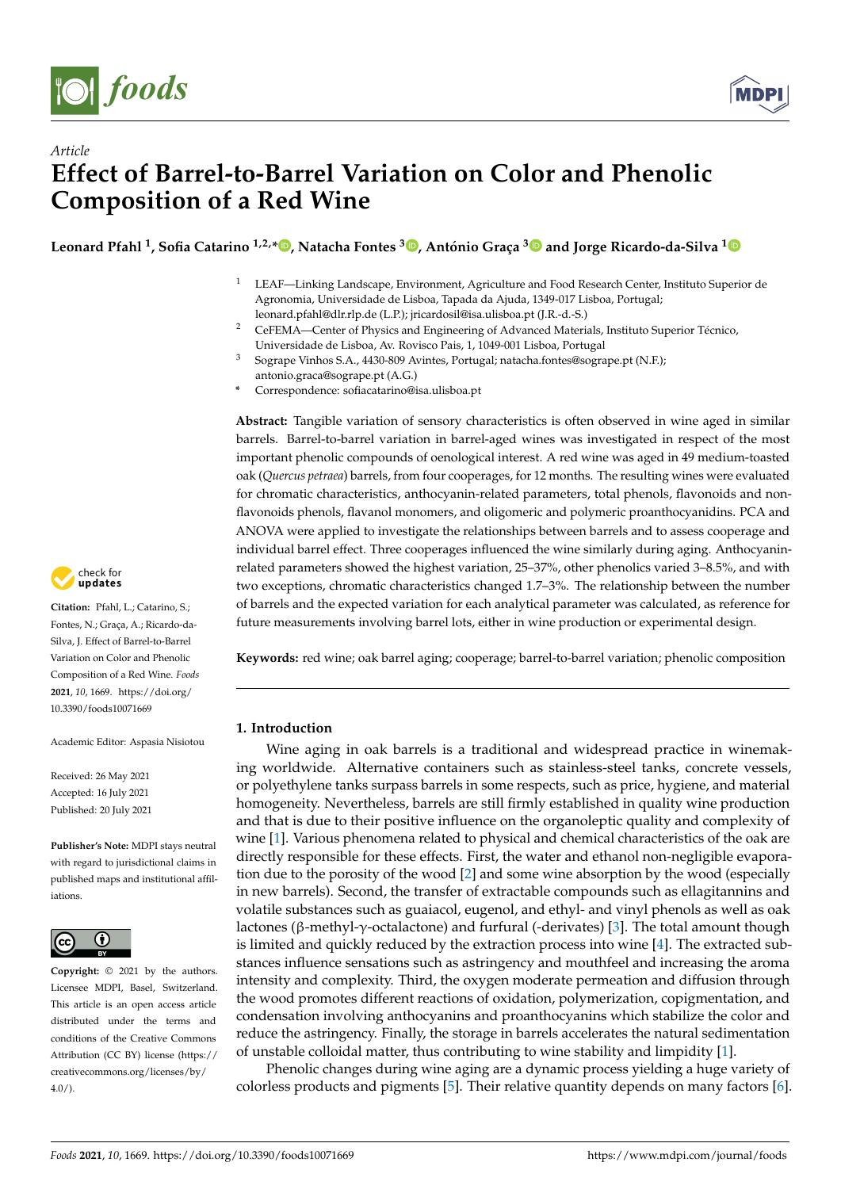Article

# Effect of Barrel-to-Barrel Variation on Color and Phenolic Composition of a Red Wine

**Leonard Pfahl [1], Sofia Catarino [1,2,*], Natacha Fontes [3], António Graça [3] and Jorge Ricardo-da-Silva [1]**

[1] LEAF—Linking Landscape, Environment, Agriculture and Food Research Center, Instituto Superior de Agronomia, Universidade de Lisboa, Tapada da Ajuda, 1349-017 Lisboa, Portugal; leonard.pfahl@dlr.rlp.de (L.P.); jricardosil@isa.ulisboa.pt (J.R.-d.-S.)

[2] CeFEMA—Center of Physics and Engineering of Advanced Materials, Instituto Superior Técnico, Universidade de Lisboa, Av. Rovisco Pais, 1, 1049-001 Lisboa, Portugal

[3] Sogrape Vinhos S.A., 4430-809 Avintes, Portugal; natacha.fontes@sogrape.pt (N.F.); antonio.graca@sogrape.pt (A.G.)

* Correspondence: sofiacatarino@isa.ulisboa.pt

**Abstract:** Tangible variation of sensory characteristics is often observed in wine aged in similar barrels. Barrel-to-barrel variation in barrel-aged wines was investigated in respect of the most important phenolic compounds of oenological interest. A red wine was aged in 49 medium-toasted oak (*Quercus petraea*) barrels, from four cooperages, for 12 months. The resulting wines were evaluated for chromatic characteristics, anthocyanin-related parameters, total phenols, flavonoids and non-flavonoids phenols, flavanol monomers, and oligomeric and polymeric proanthocyanidins. PCA and ANOVA were applied to investigate the relationships between barrels and to assess cooperage and individual barrel effect. Three cooperages influenced the wine similarly during aging. Anthocyanin-related parameters showed the highest variation, 25–37%, other phenolics varied 3–8.5%, and with two exceptions, chromatic characteristics changed 1.7–3%. The relationship between the number of barrels and the expected variation for each analytical parameter was calculated, as reference for future measurements involving barrel lots, either in wine production or experimental design.

**Keywords:** red wine; oak barrel aging; cooperage; barrel-to-barrel variation; phenolic composition

**Citation:** Pfahl, L.; Catarino, S.; Fontes, N.; Graça, A.; Ricardo-da-Silva, J. Effect of Barrel-to-Barrel Variation on Color and Phenolic Composition of a Red Wine. *Foods* **2021**, *10*, 1669. https://doi.org/10.3390/foods10071669

Academic Editor: Aspasia Nisiotou

Received: 26 May 2021
Accepted: 16 July 2021
Published: 20 July 2021

**Publisher's Note:** MDPI stays neutral with regard to jurisdictional claims in published maps and institutional affiliations.

**Copyright:** © 2021 by the authors. Licensee MDPI, Basel, Switzerland. This article is an open access article distributed under the terms and conditions of the Creative Commons Attribution (CC BY) license (https://creativecommons.org/licenses/by/4.0/).

## 1. Introduction

Wine aging in oak barrels is a traditional and widespread practice in winemaking worldwide. Alternative containers such as stainless-steel tanks, concrete vessels, or polyethylene tanks surpass barrels in some respects, such as price, hygiene, and material homogeneity. Nevertheless, barrels are still firmly established in quality wine production and that is due to their positive influence on the organoleptic quality and complexity of wine [1]. Various phenomena related to physical and chemical characteristics of the oak are directly responsible for these effects. First, the water and ethanol non-negligible evaporation due to the porosity of the wood [2] and some wine absorption by the wood (especially in new barrels). Second, the transfer of extractable compounds such as ellagitannins and volatile substances such as guaiacol, eugenol, and ethyl- and vinyl phenols as well as oak lactones (β-methyl-γ-octalactone) and furfural (-derivates) [3]. The total amount though is limited and quickly reduced by the extraction process into wine [4]. The extracted substances influence sensations such as astringency and mouthfeel and increasing the aroma intensity and complexity. Third, the oxygen moderate permeation and diffusion through the wood promotes different reactions of oxidation, polymerization, copigmentation, and condensation involving anthocyanins and proanthocyanins which stabilize the color and reduce the astringency. Finally, the storage in barrels accelerates the natural sedimentation of unstable colloidal matter, thus contributing to wine stability and limpidity [1].

Phenolic changes during wine aging are a dynamic process yielding a huge variety of colorless products and pigments [5]. Their relative quantity depends on many factors [6].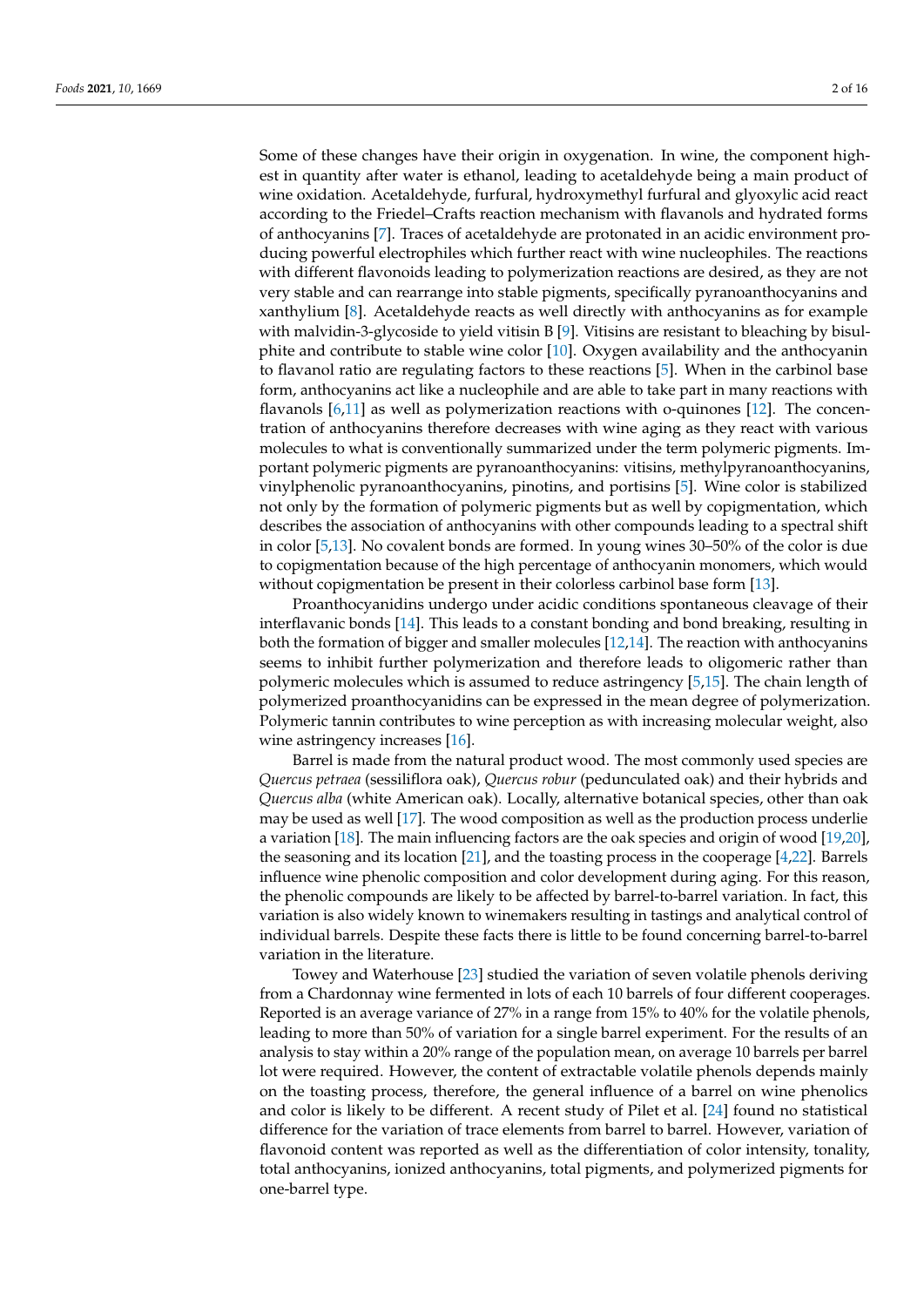Some of these changes have their origin in oxygenation. In wine, the component highest in quantity after water is ethanol, leading to acetaldehyde being a main product of wine oxidation. Acetaldehyde, furfural, hydroxymethyl furfural and glyoxylic acid react according to the Friedel–Crafts reaction mechanism with flavanols and hydrated forms of anthocyanins [7]. Traces of acetaldehyde are protonated in an acidic environment producing powerful electrophiles which further react with wine nucleophiles. The reactions with different flavonoids leading to polymerization reactions are desired, as they are not very stable and can rearrange into stable pigments, specifically pyranoanthocyanins and xanthylium [8]. Acetaldehyde reacts as well directly with anthocyanins as for example with malvidin-3-glycoside to yield vitisin B [9]. Vitisins are resistant to bleaching by bisulphite and contribute to stable wine color [10]. Oxygen availability and the anthocyanin to flavanol ratio are regulating factors to these reactions [5]. When in the carbinol base form, anthocyanins act like a nucleophile and are able to take part in many reactions with flavanols [6,11] as well as polymerization reactions with o-quinones [12]. The concentration of anthocyanins therefore decreases with wine aging as they react with various molecules to what is conventionally summarized under the term polymeric pigments. Important polymeric pigments are pyranoanthocyanins: vitisins, methylpyranoanthocyanins, vinylphenolic pyranoanthocyanins, pinotins, and portisins [5]. Wine color is stabilized not only by the formation of polymeric pigments but as well by copigmentation, which describes the association of anthocyanins with other compounds leading to a spectral shift in color [5,13]. No covalent bonds are formed. In young wines 30–50% of the color is due to copigmentation because of the high percentage of anthocyanin monomers, which would without copigmentation be present in their colorless carbinol base form [13].

Proanthocyanidins undergo under acidic conditions spontaneous cleavage of their interflavanic bonds [14]. This leads to a constant bonding and bond breaking, resulting in both the formation of bigger and smaller molecules [12,14]. The reaction with anthocyanins seems to inhibit further polymerization and therefore leads to oligomeric rather than polymeric molecules which is assumed to reduce astringency [5,15]. The chain length of polymerized proanthocyanidins can be expressed in the mean degree of polymerization. Polymeric tannin contributes to wine perception as with increasing molecular weight, also wine astringency increases [16].

Barrel is made from the natural product wood. The most commonly used species are *Quercus petraea* (sessiliflora oak), *Quercus robur* (pedunculated oak) and their hybrids and *Quercus alba* (white American oak). Locally, alternative botanical species, other than oak may be used as well [17]. The wood composition as well as the production process underlie a variation [18]. The main influencing factors are the oak species and origin of wood [19,20], the seasoning and its location [21], and the toasting process in the cooperage [4,22]. Barrels influence wine phenolic composition and color development during aging. For this reason, the phenolic compounds are likely to be affected by barrel-to-barrel variation. In fact, this variation is also widely known to winemakers resulting in tastings and analytical control of individual barrels. Despite these facts there is little to be found concerning barrel-to-barrel variation in the literature.

Towey and Waterhouse [23] studied the variation of seven volatile phenols deriving from a Chardonnay wine fermented in lots of each 10 barrels of four different cooperages. Reported is an average variance of 27% in a range from 15% to 40% for the volatile phenols, leading to more than 50% of variation for a single barrel experiment. For the results of an analysis to stay within a 20% range of the population mean, on average 10 barrels per barrel lot were required. However, the content of extractable volatile phenols depends mainly on the toasting process, therefore, the general influence of a barrel on wine phenolics and color is likely to be different. A recent study of Pilet et al. [24] found no statistical difference for the variation of trace elements from barrel to barrel. However, variation of flavonoid content was reported as well as the differentiation of color intensity, tonality, total anthocyanins, ionized anthocyanins, total pigments, and polymerized pigments for one-barrel type.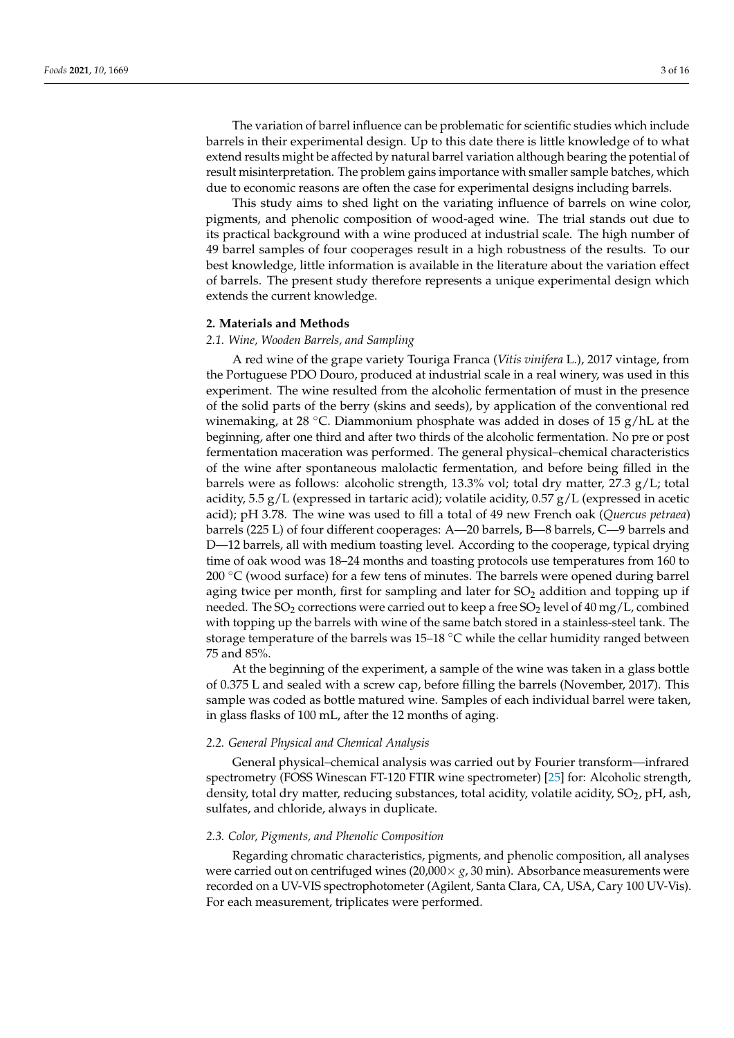The variation of barrel influence can be problematic for scientific studies which include barrels in their experimental design. Up to this date there is little knowledge of to what extend results might be affected by natural barrel variation although bearing the potential of result misinterpretation. The problem gains importance with smaller sample batches, which due to economic reasons are often the case for experimental designs including barrels.

This study aims to shed light on the variating influence of barrels on wine color, pigments, and phenolic composition of wood-aged wine. The trial stands out due to its practical background with a wine produced at industrial scale. The high number of 49 barrel samples of four cooperages result in a high robustness of the results. To our best knowledge, little information is available in the literature about the variation effect of barrels. The present study therefore represents a unique experimental design which extends the current knowledge.

## 2. Materials and Methods

### 2.1. Wine, Wooden Barrels, and Sampling

A red wine of the grape variety Touriga Franca (*Vitis vinifera* L.), 2017 vintage, from the Portuguese PDO Douro, produced at industrial scale in a real winery, was used in this experiment. The wine resulted from the alcoholic fermentation of must in the presence of the solid parts of the berry (skins and seeds), by application of the conventional red winemaking, at 28 °C. Diammonium phosphate was added in doses of 15 g/hL at the beginning, after one third and after two thirds of the alcoholic fermentation. No pre or post fermentation maceration was performed. The general physical–chemical characteristics of the wine after spontaneous malolactic fermentation, and before being filled in the barrels were as follows: alcoholic strength, 13.3% vol; total dry matter, 27.3 g/L; total acidity, 5.5 g/L (expressed in tartaric acid); volatile acidity, 0.57 g/L (expressed in acetic acid); pH 3.78. The wine was used to fill a total of 49 new French oak (*Quercus petraea*) barrels (225 L) of four different cooperages: A—20 barrels, B—8 barrels, C—9 barrels and D—12 barrels, all with medium toasting level. According to the cooperage, typical drying time of oak wood was 18–24 months and toasting protocols use temperatures from 160 to 200 °C (wood surface) for a few tens of minutes. The barrels were opened during barrel aging twice per month, first for sampling and later for $SO_2$ addition and topping up if needed. The $SO_2$ corrections were carried out to keep a free $SO_2$ level of 40 mg/L, combined with topping up the barrels with wine of the same batch stored in a stainless-steel tank. The storage temperature of the barrels was 15–18 °C while the cellar humidity ranged between 75 and 85%.

At the beginning of the experiment, a sample of the wine was taken in a glass bottle of 0.375 L and sealed with a screw cap, before filling the barrels (November, 2017). This sample was coded as bottle matured wine. Samples of each individual barrel were taken, in glass flasks of 100 mL, after the 12 months of aging.

### 2.2. General Physical and Chemical Analysis

General physical–chemical analysis was carried out by Fourier transform—infrared spectrometry (FOSS Winescan FT-120 FTIR wine spectrometer) [25] for: Alcoholic strength, density, total dry matter, reducing substances, total acidity, volatile acidity, $SO_2$, pH, ash, sulfates, and chloride, always in duplicate.

### 2.3. Color, Pigments, and Phenolic Composition

Regarding chromatic characteristics, pigments, and phenolic composition, all analyses were carried out on centrifuged wines (20,000× *g*, 30 min). Absorbance measurements were recorded on a UV-VIS spectrophotometer (Agilent, Santa Clara, CA, USA, Cary 100 UV-Vis). For each measurement, triplicates were performed.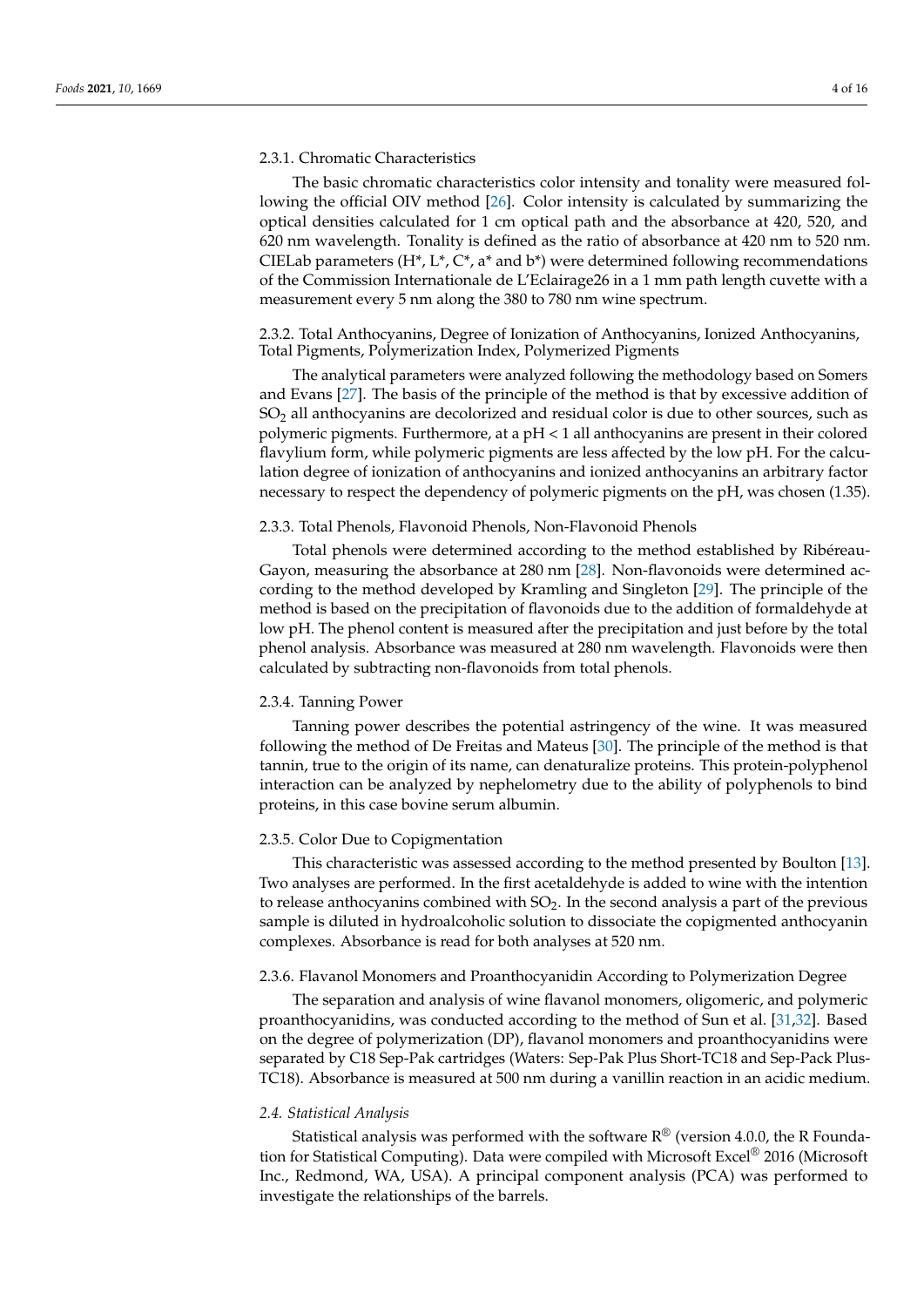#### 2.3.1. Chromatic Characteristics

The basic chromatic characteristics color intensity and tonality were measured following the official OIV method [26]. Color intensity is calculated by summarizing the optical densities calculated for 1 cm optical path and the absorbance at 420, 520, and 620 nm wavelength. Tonality is defined as the ratio of absorbance at 420 nm to 520 nm. CIELab parameters (H*, L*, C*, a* and b*) were determined following recommendations of the Commission Internationale de L'Eclairage26 in a 1 mm path length cuvette with a measurement every 5 nm along the 380 to 780 nm wine spectrum.

#### 2.3.2. Total Anthocyanins, Degree of Ionization of Anthocyanins, Ionized Anthocyanins, Total Pigments, Polymerization Index, Polymerized Pigments

The analytical parameters were analyzed following the methodology based on Somers and Evans [27]. The basis of the principle of the method is that by excessive addition of $SO_2$ all anthocyanins are decolorized and residual color is due to other sources, such as polymeric pigments. Furthermore, at a pH < 1 all anthocyanins are present in their colored flavylium form, while polymeric pigments are less affected by the low pH. For the calculation degree of ionization of anthocyanins and ionized anthocyanins an arbitrary factor necessary to respect the dependency of polymeric pigments on the pH, was chosen (1.35).

#### 2.3.3. Total Phenols, Flavonoid Phenols, Non-Flavonoid Phenols

Total phenols were determined according to the method established by Ribéreau-Gayon, measuring the absorbance at 280 nm [28]. Non-flavonoids were determined according to the method developed by Kramling and Singleton [29]. The principle of the method is based on the precipitation of flavonoids due to the addition of formaldehyde at low pH. The phenol content is measured after the precipitation and just before by the total phenol analysis. Absorbance was measured at 280 nm wavelength. Flavonoids were then calculated by subtracting non-flavonoids from total phenols.

#### 2.3.4. Tanning Power

Tanning power describes the potential astringency of the wine. It was measured following the method of De Freitas and Mateus [30]. The principle of the method is that tannin, true to the origin of its name, can denaturalize proteins. This protein-polyphenol interaction can be analyzed by nephelometry due to the ability of polyphenols to bind proteins, in this case bovine serum albumin.

#### 2.3.5. Color Due to Copigmentation

This characteristic was assessed according to the method presented by Boulton [13]. Two analyses are performed. In the first acetaldehyde is added to wine with the intention to release anthocyanins combined with $SO_2$. In the second analysis a part of the previous sample is diluted in hydroalcoholic solution to dissociate the copigmented anthocyanin complexes. Absorbance is read for both analyses at 520 nm.

#### 2.3.6. Flavanol Monomers and Proanthocyanidin According to Polymerization Degree

The separation and analysis of wine flavanol monomers, oligomeric, and polymeric proanthocyanidins, was conducted according to the method of Sun et al. [31,32]. Based on the degree of polymerization (DP), flavanol monomers and proanthocyanidins were separated by C18 Sep-Pak cartridges (Waters: Sep-Pak Plus Short-TC18 and Sep-Pack Plus-TC18). Absorbance is measured at 500 nm during a vanillin reaction in an acidic medium.

### *2.4. Statistical Analysis*

Statistical analysis was performed with the software R® (version 4.0.0, the R Foundation for Statistical Computing). Data were compiled with Microsoft Excel® 2016 (Microsoft Inc., Redmond, WA, USA). A principal component analysis (PCA) was performed to investigate the relationships of the barrels.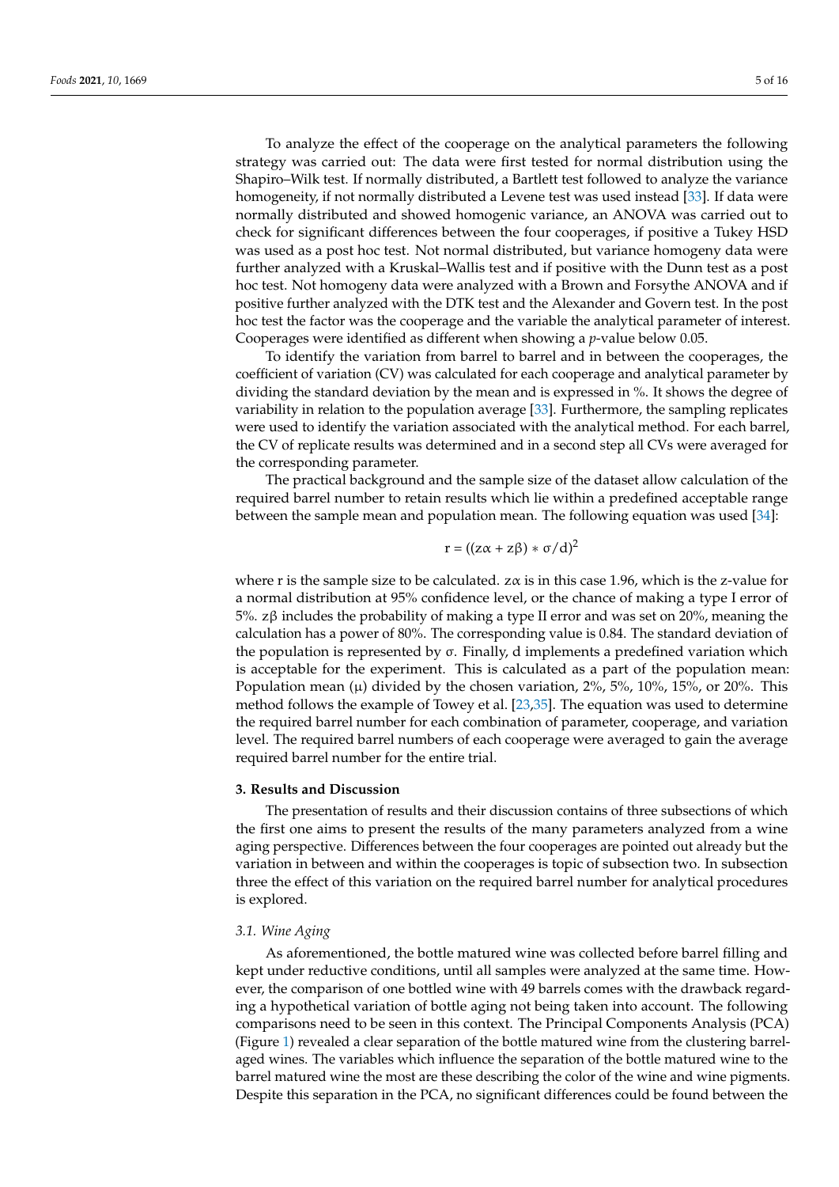To analyze the effect of the cooperage on the analytical parameters the following strategy was carried out: The data were first tested for normal distribution using the Shapiro–Wilk test. If normally distributed, a Bartlett test followed to analyze the variance homogeneity, if not normally distributed a Levene test was used instead [33]. If data were normally distributed and showed homogenic variance, an ANOVA was carried out to check for significant differences between the four cooperages, if positive a Tukey HSD was used as a post hoc test. Not normal distributed, but variance homogeny data were further analyzed with a Kruskal–Wallis test and if positive with the Dunn test as a post hoc test. Not homogeny data were analyzed with a Brown and Forsythe ANOVA and if positive further analyzed with the DTK test and the Alexander and Govern test. In the post hoc test the factor was the cooperage and the variable the analytical parameter of interest. Cooperages were identified as different when showing a *p*-value below 0.05.

To identify the variation from barrel to barrel and in between the cooperages, the coefficient of variation (CV) was calculated for each cooperage and analytical parameter by dividing the standard deviation by the mean and is expressed in %. It shows the degree of variability in relation to the population average [33]. Furthermore, the sampling replicates were used to identify the variation associated with the analytical method. For each barrel, the CV of replicate results was determined and in a second step all CVs were averaged for the corresponding parameter.

The practical background and the sample size of the dataset allow calculation of the required barrel number to retain results which lie within a predefined acceptable range between the sample mean and population mean. The following equation was used [34]:

$$r = ((z\alpha + z\beta) * \sigma/d)^2$$

where r is the sample size to be calculated. $z\alpha$ is in this case 1.96, which is the z-value for a normal distribution at 95% confidence level, or the chance of making a type I error of 5%. $z\beta$ includes the probability of making a type II error and was set on 20%, meaning the calculation has a power of 80%. The corresponding value is 0.84. The standard deviation of the population is represented by $\sigma$. Finally, d implements a predefined variation which is acceptable for the experiment. This is calculated as a part of the population mean: Population mean ($\mu$) divided by the chosen variation, 2%, 5%, 10%, 15%, or 20%. This method follows the example of Towey et al. [23,35]. The equation was used to determine the required barrel number for each combination of parameter, cooperage, and variation level. The required barrel numbers of each cooperage were averaged to gain the average required barrel number for the entire trial.

## 3. Results and Discussion

The presentation of results and their discussion contains of three subsections of which the first one aims to present the results of the many parameters analyzed from a wine aging perspective. Differences between the four cooperages are pointed out already but the variation in between and within the cooperages is topic of subsection two. In subsection three the effect of this variation on the required barrel number for analytical procedures is explored.

### *3.1. Wine Aging*

As aforementioned, the bottle matured wine was collected before barrel filling and kept under reductive conditions, until all samples were analyzed at the same time. However, the comparison of one bottled wine with 49 barrels comes with the drawback regarding a hypothetical variation of bottle aging not being taken into account. The following comparisons need to be seen in this context. The Principal Components Analysis (PCA) (Figure 1) revealed a clear separation of the bottle matured wine from the clustering barrel-aged wines. The variables which influence the separation of the bottle matured wine to the barrel matured wine the most are these describing the color of the wine and wine pigments. Despite this separation in the PCA, no significant differences could be found between the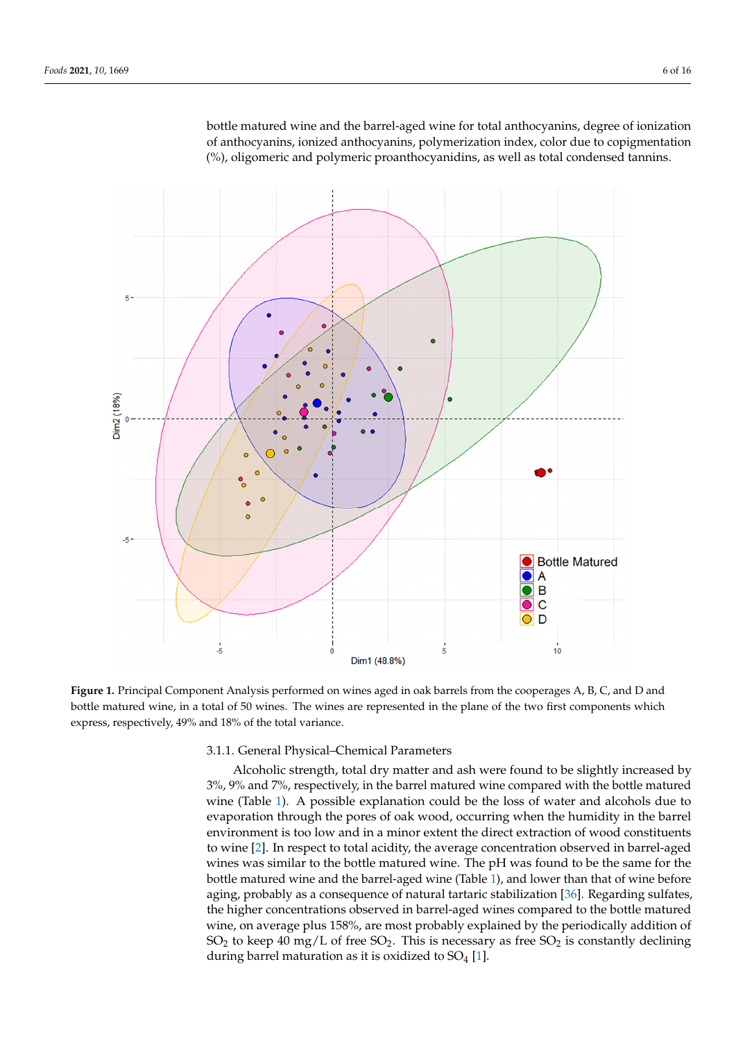bottle matured wine and the barrel-aged wine for total anthocyanins, degree of ionization of anthocyanins, ionized anthocyanins, polymerization index, color due to copigmentation (%), oligomeric and polymeric proanthocyanidins, as well as total condensed tannins.

**Figure 1.** Principal Component Analysis performed on wines aged in oak barrels from the cooperages A, B, C, and D and bottle matured wine, in a total of 50 wines. The wines are represented in the plane of the two first components which express, respectively, 49% and 18% of the total variance.

### 3.1.1. General Physical–Chemical Parameters

Alcoholic strength, total dry matter and ash were found to be slightly increased by 3%, 9% and 7%, respectively, in the barrel matured wine compared with the bottle matured wine (Table 1). A possible explanation could be the loss of water and alcohols due to evaporation through the pores of oak wood, occurring when the humidity in the barrel environment is too low and in a minor extent the direct extraction of wood constituents to wine [2]. In respect to total acidity, the average concentration observed in barrel-aged wines was similar to the bottle matured wine. The pH was found to be the same for the bottle matured wine and the barrel-aged wine (Table 1), and lower than that of wine before aging, probably as a consequence of natural tartaric stabilization [36]. Regarding sulfates, the higher concentrations observed in barrel-aged wines compared to the bottle matured wine, on average plus 158%, are most probably explained by the periodically addition of $SO_2$ to keep 40 mg/L of free $SO_2$. This is necessary as free $SO_2$ is constantly declining during barrel maturation as it is oxidized to $SO_4$ [1].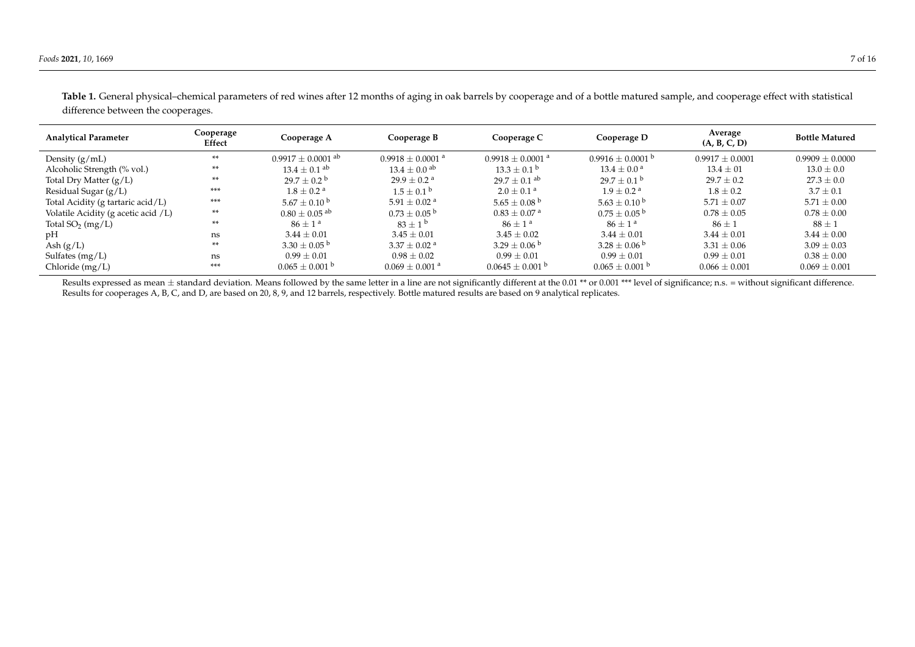**Table 1.** General physical–chemical parameters of red wines after 12 months of aging in oak barrels by cooperage and of a bottle matured sample, and cooperage effect with statistical difference between the cooperages.

| Analytical Parameter | Cooperage Effect | Cooperage A | Cooperage B | Cooperage C | Cooperage D | Average (A, B, C, D) | Bottle Matured |
|---|---|---|---|---|---|---|---|
| Density (g/mL) | ** | $0.9917 \pm 0.0001$ [ab] | $0.9918 \pm 0.0001$ [a] | $0.9918 \pm 0.0001$ [a] | $0.9916 \pm 0.0001$ [b] | $0.9917 \pm 0.0001$ | $0.9909 \pm 0.0000$ |
| Alcoholic Strength (% vol.) | ** | $13.4 \pm 0.1$ [ab] | $13.4 \pm 0.0$ [ab] | $13.3 \pm 0.1$ [b] | $13.4 \pm 0.0$ [a] | $13.4 \pm 01$ | $13.0 \pm 0.0$ |
| Total Dry Matter (g/L) | ** | $29.7 \pm 0.2$ [b] | $29.9 \pm 0.2$ [a] | $29.7 \pm 0.1$ [ab] | $29.7 \pm 0.1$ [b] | $29.7 \pm 0.2$ | $27.3 \pm 0.0$ |
| Residual Sugar (g/L) | *** | $1.8 \pm 0.2$ [a] | $1.5 \pm 0.1$ [b] | $2.0 \pm 0.1$ [a] | $1.9 \pm 0.2$ [a] | $1.8 \pm 0.2$ | $3.7 \pm 0.1$ |
| Total Acidity (g tartaric acid/L) | *** | $5.67 \pm 0.10$ [b] | $5.91 \pm 0.02$ [a] | $5.65 \pm 0.08$ [b] | $5.63 \pm 0.10$ [b] | $5.71 \pm 0.07$ | $5.71 \pm 0.00$ |
| Volatile Acidity (g acetic acid /L) | ** | $0.80 \pm 0.05$ [ab] | $0.73 \pm 0.05$ [b] | $0.83 \pm 0.07$ [a] | $0.75 \pm 0.05$ [b] | $0.78 \pm 0.05$ | $0.78 \pm 0.00$ |
| Total $SO_2$ (mg/L) | ** | $86 \pm 1$ [a] | $83 \pm 1$ [b] | $86 \pm 1$ [a] | $86 \pm 1$ [a] | $86 \pm 1$ | $88 \pm 1$ |
| pH | ns | $3.44 \pm 0.01$ | $3.45 \pm 0.01$ | $3.45 \pm 0.02$ | $3.44 \pm 0.01$ | $3.44 \pm 0.01$ | $3.44 \pm 0.00$ |
| Ash (g/L) | ** | $3.30 \pm 0.05$ [b] | $3.37 \pm 0.02$ [a] | $3.29 \pm 0.06$ [b] | $3.28 \pm 0.06$ [b] | $3.31 \pm 0.06$ | $3.09 \pm 0.03$ |
| Sulfates (mg/L) | ns | $0.99 \pm 0.01$ | $0.98 \pm 0.02$ | $0.99 \pm 0.01$ | $0.99 \pm 0.01$ | $0.99 \pm 0.01$ | $0.38 \pm 0.00$ |
| Chloride (mg/L) | *** | $0.065 \pm 0.001$ [b] | $0.069 \pm 0.001$ [a] | $0.0645 \pm 0.001$ [b] | $0.065 \pm 0.001$ [b] | $0.066 \pm 0.001$ | $0.069 \pm 0.001$ |

Results expressed as mean ± standard deviation. Means followed by the same letter in a line are not significantly different at the 0.01 ** or 0.001 *** level of significance; n.s. = without significant difference. Results for cooperages A, B, C, and D, are based on 20, 8, 9, and 12 barrels, respectively. Bottle matured results are based on 9 analytical replicates.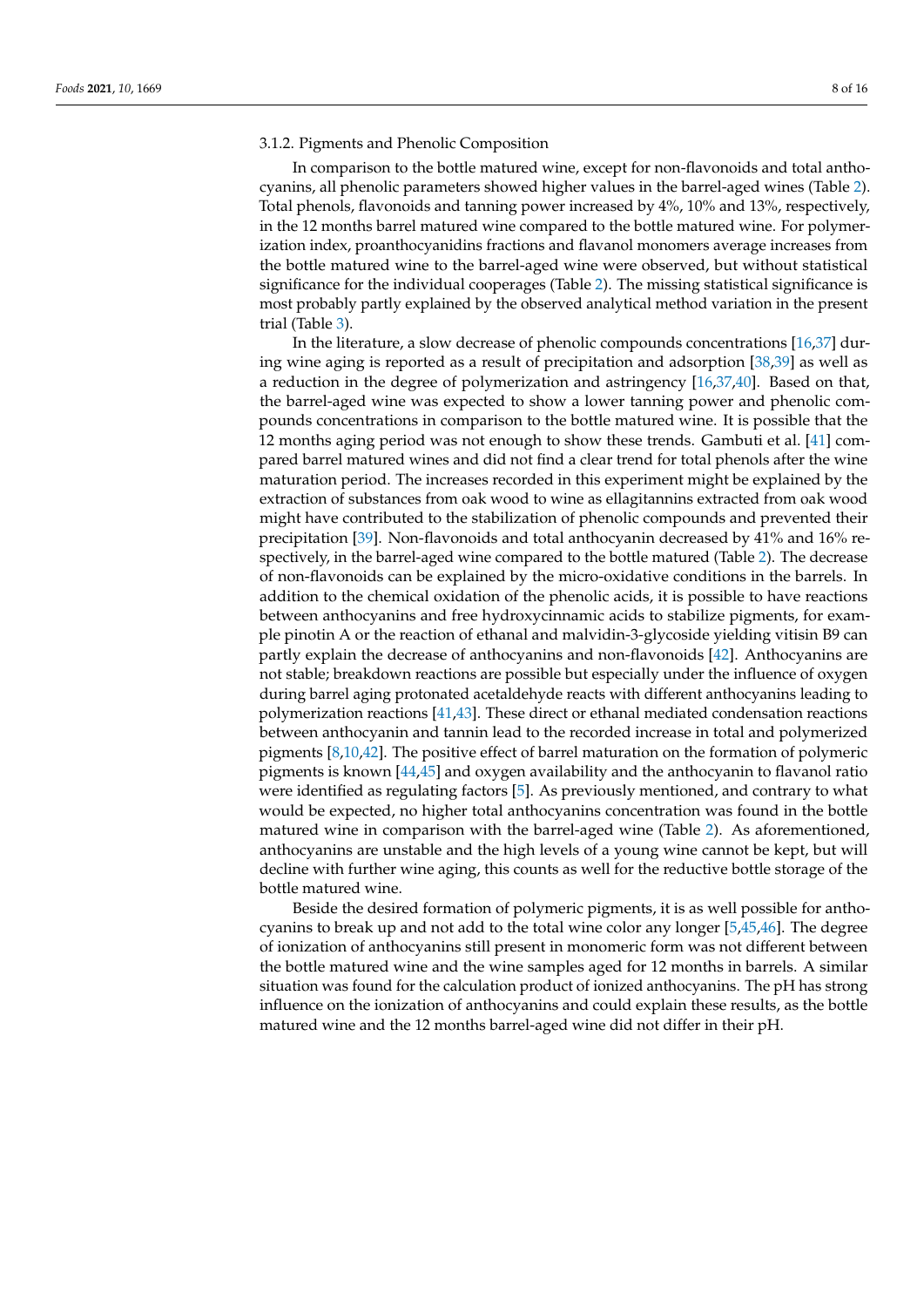### 3.1.2. Pigments and Phenolic Composition

In comparison to the bottle matured wine, except for non-flavonoids and total anthocyanins, all phenolic parameters showed higher values in the barrel-aged wines (Table 2). Total phenols, flavonoids and tanning power increased by 4%, 10% and 13%, respectively, in the 12 months barrel matured wine compared to the bottle matured wine. For polymerization index, proanthocyanidins fractions and flavanol monomers average increases from the bottle matured wine to the barrel-aged wine were observed, but without statistical significance for the individual cooperages (Table 2). The missing statistical significance is most probably partly explained by the observed analytical method variation in the present trial (Table 3).

In the literature, a slow decrease of phenolic compounds concentrations [16,37] during wine aging is reported as a result of precipitation and adsorption [38,39] as well as a reduction in the degree of polymerization and astringency [16,37,40]. Based on that, the barrel-aged wine was expected to show a lower tanning power and phenolic compounds concentrations in comparison to the bottle matured wine. It is possible that the 12 months aging period was not enough to show these trends. Gambuti et al. [41] compared barrel matured wines and did not find a clear trend for total phenols after the wine maturation period. The increases recorded in this experiment might be explained by the extraction of substances from oak wood to wine as ellagitannins extracted from oak wood might have contributed to the stabilization of phenolic compounds and prevented their precipitation [39]. Non-flavonoids and total anthocyanin decreased by 41% and 16% respectively, in the barrel-aged wine compared to the bottle matured (Table 2). The decrease of non-flavonoids can be explained by the micro-oxidative conditions in the barrels. In addition to the chemical oxidation of the phenolic acids, it is possible to have reactions between anthocyanins and free hydroxycinnamic acids to stabilize pigments, for example pinotin A or the reaction of ethanal and malvidin-3-glycoside yielding vitisin B9 can partly explain the decrease of anthocyanins and non-flavonoids [42]. Anthocyanins are not stable; breakdown reactions are possible but especially under the influence of oxygen during barrel aging protonated acetaldehyde reacts with different anthocyanins leading to polymerization reactions [41,43]. These direct or ethanal mediated condensation reactions between anthocyanin and tannin lead to the recorded increase in total and polymerized pigments [8,10,42]. The positive effect of barrel maturation on the formation of polymeric pigments is known [44,45] and oxygen availability and the anthocyanin to flavanol ratio were identified as regulating factors [5]. As previously mentioned, and contrary to what would be expected, no higher total anthocyanins concentration was found in the bottle matured wine in comparison with the barrel-aged wine (Table 2). As aforementioned, anthocyanins are unstable and the high levels of a young wine cannot be kept, but will decline with further wine aging, this counts as well for the reductive bottle storage of the bottle matured wine.

Beside the desired formation of polymeric pigments, it is as well possible for anthocyanins to break up and not add to the total wine color any longer [5,45,46]. The degree of ionization of anthocyanins still present in monomeric form was not different between the bottle matured wine and the wine samples aged for 12 months in barrels. A similar situation was found for the calculation product of ionized anthocyanins. The pH has strong influence on the ionization of anthocyanins and could explain these results, as the bottle matured wine and the 12 months barrel-aged wine did not differ in their pH.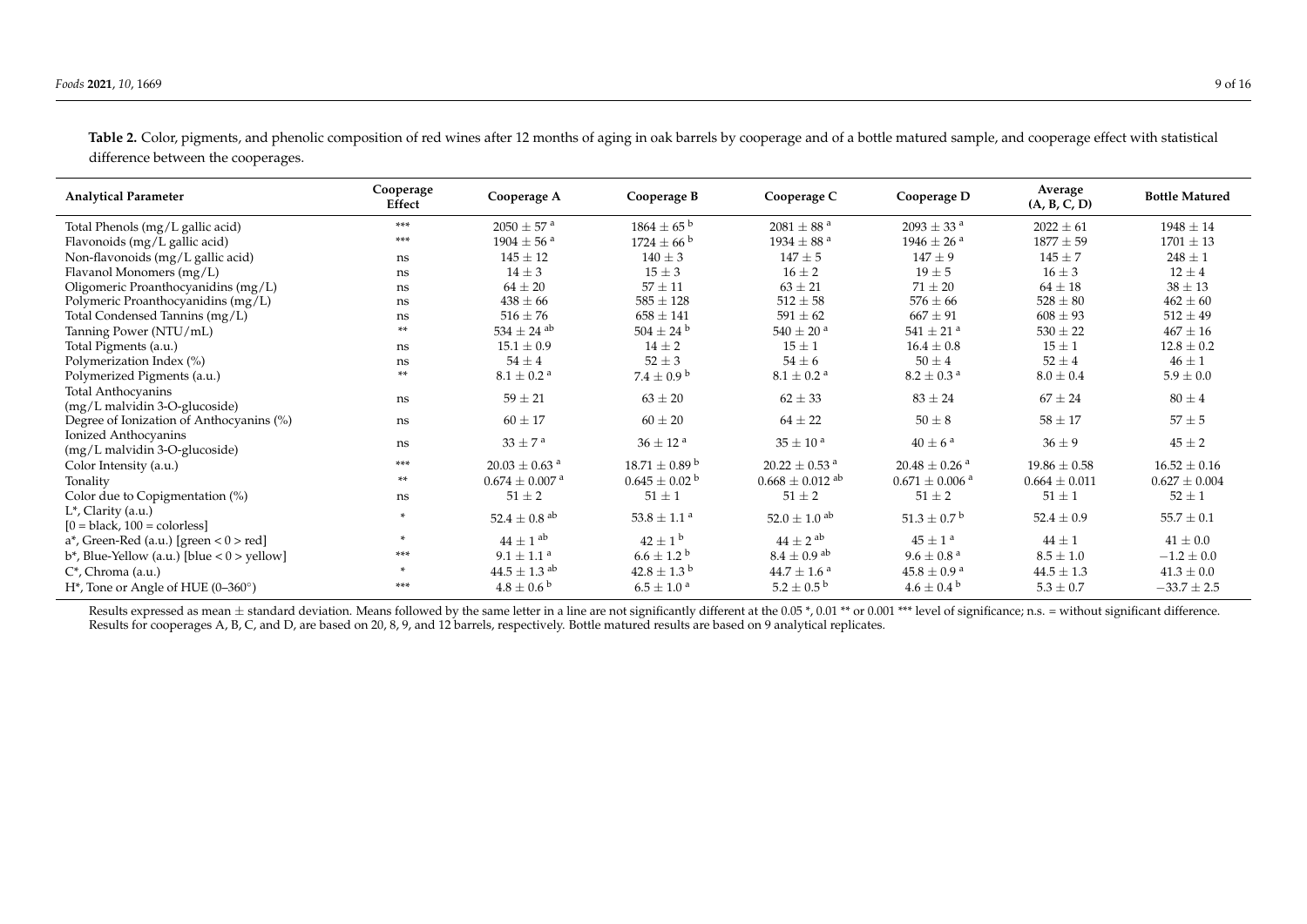**Table 2.** Color, pigments, and phenolic composition of red wines after 12 months of aging in oak barrels by cooperage and of a bottle matured sample, and cooperage effect with statistical difference between the cooperages.

| Analytical Parameter | Cooperage Effect | Cooperage A | Cooperage B | Cooperage C | Cooperage D | Average (A, B, C, D) | Bottle Matured |
|---|---|---|---|---|---|---|---|
| Total Phenols (mg/L gallic acid) | *** | 2050 ± 57 [a] | 1864 ± 65 [b] | 2081 ± 88 [a] | 2093 ± 33 [a] | 2022 ± 61 | 1948 ± 14 |
| Flavonoids (mg/L gallic acid) | *** | 1904 ± 56 [a] | 1724 ± 66 [b] | 1934 ± 88 [a] | 1946 ± 26 [a] | 1877 ± 59 | 1701 ± 13 |
| Non-flavonoids (mg/L gallic acid) | ns | 145 ± 12 | 140 ± 3 | 147 ± 5 | 147 ± 9 | 145 ± 7 | 248 ± 1 |
| Flavanol Monomers (mg/L) | ns | 14 ± 3 | 15 ± 3 | 16 ± 2 | 19 ± 5 | 16 ± 3 | 12 ± 4 |
| Oligomeric Proanthocyanidins (mg/L) | ns | 64 ± 20 | 57 ± 11 | 63 ± 21 | 71 ± 20 | 64 ± 18 | 38 ± 13 |
| Polymeric Proanthocyanidins (mg/L) | ns | 438 ± 66 | 585 ± 128 | 512 ± 58 | 576 ± 66 | 528 ± 80 | 462 ± 60 |
| Total Condensed Tannins (mg/L) | ns | 516 ± 76 | 658 ± 141 | 591 ± 62 | 667 ± 91 | 608 ± 93 | 512 ± 49 |
| Tanning Power (NTU/mL) | ** | 534 ± 24 [ab] | 504 ± 24 [b] | 540 ± 20 [a] | 541 ± 21 [a] | 530 ± 22 | 467 ± 16 |
| Total Pigments (a.u.) | ns | 15.1 ± 0.9 | 14 ± 2 | 15 ± 1 | 16.4 ± 0.8 | 15 ± 1 | 12.8 ± 0.2 |
| Polymerization Index (%) | ns | 54 ± 4 | 52 ± 3 | 54 ± 6 | 50 ± 4 | 52 ± 4 | 46 ± 1 |
| Polymerized Pigments (a.u.) | ** | 8.1 ± 0.2 [a] | 7.4 ± 0.9 [b] | 8.1 ± 0.2 [a] | 8.2 ± 0.3 [a] | 8.0 ± 0.4 | 5.9 ± 0.0 |
| Total Anthocyanins (mg/L malvidin 3-O-glucoside) | ns | 59 ± 21 | 63 ± 20 | 62 ± 33 | 83 ± 24 | 67 ± 24 | 80 ± 4 |
| Degree of Ionization of Anthocyanins (%) | ns | 60 ± 17 | 60 ± 20 | 64 ± 22 | 50 ± 8 | 58 ± 17 | 57 ± 5 |
| Ionized Anthocyanins (mg/L malvidin 3-O-glucoside) | ns | 33 ± 7 [a] | 36 ± 12 [a] | 35 ± 10 [a] | 40 ± 6 [a] | 36 ± 9 | 45 ± 2 |
| Color Intensity (a.u.) | *** | 20.03 ± 0.63 [a] | 18.71 ± 0.89 [b] | 20.22 ± 0.53 [a] | 20.48 ± 0.26 [a] | 19.86 ± 0.58 | 16.52 ± 0.16 |
| Tonality | ** | 0.674 ± 0.007 [a] | 0.645 ± 0.02 [b] | 0.668 ± 0.012 [ab] | 0.671 ± 0.006 [a] | 0.664 ± 0.011 | 0.627 ± 0.004 |
| Color due to Copigmentation (%) | ns | 51 ± 2 | 51 ± 1 | 51 ± 2 | 51 ± 2 | 51 ± 1 | 52 ± 1 |
| L*, Clarity (a.u.) [0 = black, 100 = colorless] | * | 52.4 ± 0.8 [ab] | 53.8 ± 1.1 [a] | 52.0 ± 1.0 [ab] | 51.3 ± 0.7 [b] | 52.4 ± 0.9 | 55.7 ± 0.1 |
| a*, Green-Red (a.u.) [green < 0 > red] | * | 44 ± 1 [ab] | 42 ± 1 [b] | 44 ± 2 [ab] | 45 ± 1 [a] | 44 ± 1 | 41 ± 0.0 |
| b*, Blue-Yellow (a.u.) [blue < 0 > yellow] | *** | 9.1 ± 1.1 [a] | 6.6 ± 1.2 [b] | 8.4 ± 0.9 [ab] | 9.6 ± 0.8 [a] | 8.5 ± 1.0 | −1.2 ± 0.0 |
| C*, Chroma (a.u.) | * | 44.5 ± 1.3 [ab] | 42.8 ± 1.3 [b] | 44.7 ± 1.6 [a] | 45.8 ± 0.9 [a] | 44.5 ± 1.3 | 41.3 ± 0.0 |
| H*, Tone or Angle of HUE (0–360°) | *** | 4.8 ± 0.6 [b] | 6.5 ± 1.0 [a] | 5.2 ± 0.5 [b] | 4.6 ± 0.4 [b] | 5.3 ± 0.7 | −33.7 ± 2.5 |

Results expressed as mean ± standard deviation. Means followed by the same letter in a line are not significantly different at the 0.05 *, 0.01 ** or 0.001 *** level of significance; n.s. = without significant difference. Results for cooperages A, B, C, and D, are based on 20, 8, 9, and 12 barrels, respectively. Bottle matured results are based on 9 analytical replicates.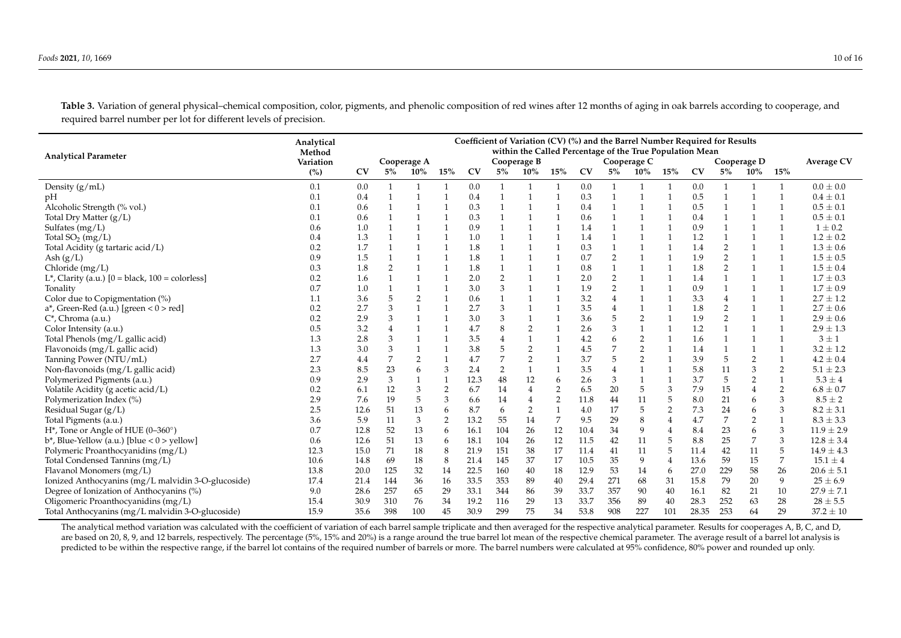**Table 3.** Variation of general physical–chemical composition, color, pigments, and phenolic composition of red wines after 12 months of aging in oak barrels according to cooperage, and required barrel number per lot for different levels of precision.

| Analytical Parameter | Analytical Method Variation (%) | Coefficient of Variation (CV) (%) and the Barrel Number Required for Results within the Called Percentage of the True Population Mean | | | | | | | | | | | | | | | | Average CV |
|---|---|---|---|---|---|---|---|---|---|---|---|---|---|---|---|---|---|---|
| | | Cooperage A | | | | Cooperage B | | | | Cooperage C | | | | Cooperage D | | | | |
| | | CV | 5% | 10% | 15% | CV | 5% | 10% | 15% | CV | 5% | 10% | 15% | CV | 5% | 10% | 15% | |
| Density (g/mL) | 0.1 | 0.0 | 1 | 1 | 1 | 0.0 | 1 | 1 | 1 | 0.0 | 1 | 1 | 1 | 0.0 | 1 | 1 | 1 | 0.0 ± 0.0 |
| pH | 0.1 | 0.4 | 1 | 1 | 1 | 0.4 | 1 | 1 | 1 | 0.3 | 1 | 1 | 1 | 0.5 | 1 | 1 | 1 | 0.4 ± 0.1 |
| Alcoholic Strength (% vol.) | 0.1 | 0.6 | 1 | 1 | 1 | 0.3 | 1 | 1 | 1 | 0.4 | 1 | 1 | 1 | 0.5 | 1 | 1 | 1 | 0.5 ± 0.1 |
| Total Dry Matter (g/L) | 0.1 | 0.6 | 1 | 1 | 1 | 0.3 | 1 | 1 | 1 | 0.6 | 1 | 1 | 1 | 0.4 | 1 | 1 | 1 | 0.5 ± 0.1 |
| Sulfates (mg/L) | 0.6 | 1.0 | 1 | 1 | 1 | 0.9 | 1 | 1 | 1 | 1.4 | 1 | 1 | 1 | 0.9 | 1 | 1 | 1 | 1 ± 0.2 |
| Total $SO_2$ (mg/L) | 0.4 | 1.3 | 1 | 1 | 1 | 1.0 | 1 | 1 | 1 | 1.4 | 1 | 1 | 1 | 1.2 | 1 | 1 | 1 | 1.2 ± 0.2 |
| Total Acidity (g tartaric acid/L) | 0.2 | 1.7 | 1 | 1 | 1 | 1.8 | 1 | 1 | 1 | 0.3 | 1 | 1 | 1 | 1.4 | 2 | 1 | 1 | 1.3 ± 0.6 |
| Ash (g/L) | 0.9 | 1.5 | 1 | 1 | 1 | 1.8 | 1 | 1 | 1 | 0.7 | 2 | 1 | 1 | 1.9 | 2 | 1 | 1 | 1.5 ± 0.5 |
| Chloride (mg/L) | 0.3 | 1.8 | 2 | 1 | 1 | 1.8 | 1 | 1 | 1 | 0.8 | 1 | 1 | 1 | 1.8 | 2 | 1 | 1 | 1.5 ± 0.4 |
| L*, Clarity (a.u.) [0 = black, 100 = colorless] | 0.2 | 1.6 | 1 | 1 | 1 | 2.0 | 2 | 1 | 1 | 2.0 | 2 | 1 | 1 | 1.4 | 1 | 1 | 1 | 1.7 ± 0.3 |
| Tonality | 0.7 | 1.0 | 1 | 1 | 1 | 3.0 | 3 | 1 | 1 | 1.9 | 2 | 1 | 1 | 0.9 | 1 | 1 | 1 | 1.7 ± 0.9 |
| Color due to Copigmentation (%) | 1.1 | 3.6 | 5 | 2 | 1 | 0.6 | 1 | 1 | 1 | 3.2 | 4 | 1 | 1 | 3.3 | 4 | 1 | 1 | 2.7 ± 1.2 |
| a*, Green-Red (a.u.) [green < 0 > red] | 0.2 | 2.7 | 3 | 1 | 1 | 2.7 | 3 | 1 | 1 | 3.5 | 4 | 1 | 1 | 1.8 | 2 | 1 | 1 | 2.7 ± 0.6 |
| C*, Chroma (a.u.) | 0.2 | 2.9 | 3 | 1 | 1 | 3.0 | 3 | 1 | 1 | 3.6 | 5 | 2 | 1 | 1.9 | 2 | 1 | 1 | 2.9 ± 0.6 |
| Color Intensity (a.u.) | 0.5 | 3.2 | 4 | 1 | 1 | 4.7 | 8 | 2 | 1 | 2.6 | 3 | 1 | 1 | 1.2 | 1 | 1 | 1 | 2.9 ± 1.3 |
| Total Phenols (mg/L gallic acid) | 1.3 | 2.8 | 3 | 1 | 1 | 3.5 | 4 | 1 | 1 | 4.2 | 6 | 2 | 1 | 1.6 | 1 | 1 | 1 | 3 ± 1 |
| Flavonoids (mg/L gallic acid) | 1.3 | 3.0 | 3 | 1 | 1 | 3.8 | 5 | 2 | 1 | 4.5 | 7 | 2 | 1 | 1.4 | 1 | 1 | 1 | 3.2 ± 1.2 |
| Tanning Power (NTU/mL) | 2.7 | 4.4 | 7 | 2 | 1 | 4.7 | 7 | 2 | 1 | 3.7 | 5 | 2 | 1 | 3.9 | 5 | 2 | 1 | 4.2 ± 0.4 |
| Non-flavonoids (mg/L gallic acid) | 2.3 | 8.5 | 23 | 6 | 3 | 2.4 | 2 | 1 | 1 | 3.5 | 4 | 1 | 1 | 5.8 | 11 | 3 | 2 | 5.1 ± 2.3 |
| Polymerized Pigments (a.u.) | 0.9 | 2.9 | 3 | 1 | 1 | 12.3 | 48 | 12 | 6 | 2.6 | 3 | 1 | 1 | 3.7 | 5 | 2 | 1 | 5.3 ± 4 |
| Volatile Acidity (g acetic acid/L) | 0.2 | 6.1 | 12 | 3 | 2 | 6.7 | 14 | 4 | 2 | 6.5 | 20 | 5 | 3 | 7.9 | 15 | 4 | 2 | 6.8 ± 0.7 |
| Polymerization Index (%) | 2.9 | 7.6 | 19 | 5 | 3 | 6.6 | 14 | 4 | 2 | 11.8 | 44 | 11 | 5 | 8.0 | 21 | 6 | 3 | 8.5 ± 2 |
| Residual Sugar (g/L) | 2.5 | 12.6 | 51 | 13 | 6 | 8.7 | 6 | 2 | 1 | 4.0 | 17 | 5 | 2 | 7.3 | 24 | 6 | 3 | 8.2 ± 3.1 |
| Total Pigments (a.u.) | 3.6 | 5.9 | 11 | 3 | 2 | 13.2 | 55 | 14 | 7 | 9.5 | 29 | 8 | 4 | 4.7 | 7 | 2 | 1 | 8.3 ± 3.3 |
| H*, Tone or Angle of HUE (0–360°) | 0.7 | 12.8 | 52 | 13 | 6 | 16.1 | 104 | 26 | 12 | 10.4 | 34 | 9 | 4 | 8.4 | 23 | 6 | 3 | 11.9 ± 2.9 |
| b*, Blue-Yellow (a.u.) [blue < 0 > yellow] | 0.6 | 12.6 | 51 | 13 | 6 | 18.1 | 104 | 26 | 12 | 11.5 | 42 | 11 | 5 | 8.8 | 25 | 7 | 3 | 12.8 ± 3.4 |
| Polymeric Proanthocyanidins (mg/L) | 12.3 | 15.0 | 71 | 18 | 8 | 21.9 | 151 | 38 | 17 | 11.4 | 41 | 11 | 5 | 11.4 | 42 | 11 | 5 | 14.9 ± 4.3 |
| Total Condensed Tannins (mg/L) | 10.6 | 14.8 | 69 | 18 | 8 | 21.4 | 145 | 37 | 17 | 10.5 | 35 | 9 | 4 | 13.6 | 59 | 15 | 7 | 15.1 ± 4 |
| Flavanol Monomers (mg/L) | 13.8 | 20.0 | 125 | 32 | 14 | 22.5 | 160 | 40 | 18 | 12.9 | 53 | 14 | 6 | 27.0 | 229 | 58 | 26 | 20.6 ± 5.1 |
| Ionized Anthocyanins (mg/L malvidin 3-O-glucoside) | 17.4 | 21.4 | 144 | 36 | 16 | 33.5 | 353 | 89 | 40 | 29.4 | 271 | 68 | 31 | 15.8 | 79 | 20 | 9 | 25 ± 6.9 |
| Degree of Ionization of Anthocyanins (%) | 9.0 | 28.6 | 257 | 65 | 29 | 33.1 | 344 | 86 | 39 | 33.7 | 357 | 90 | 40 | 16.1 | 82 | 21 | 10 | 27.9 ± 7.1 |
| Oligomeric Proanthocyanidins (mg/L) | 15.4 | 30.9 | 310 | 76 | 34 | 19.2 | 116 | 29 | 13 | 33.7 | 356 | 89 | 40 | 28.3 | 252 | 63 | 28 | 28 ± 5.5 |
| Total Anthocyanins (mg/L malvidin 3-O-glucoside) | 15.9 | 35.6 | 398 | 100 | 45 | 30.9 | 299 | 75 | 34 | 53.8 | 908 | 227 | 101 | 28.35 | 253 | 64 | 29 | 37.2 ± 10 |

The analytical method variation was calculated with the coefficient of variation of each barrel sample triplicate and then averaged for the respective analytical parameter. Results for cooperages A, B, C, and D, are based on 20, 8, 9, and 12 barrels, respectively. The percentage (5%, 15% and 20%) is a range around the true barrel lot mean of the respective chemical parameter. The average result of a barrel lot analysis is predicted to be within the respective range, if the barrel lot contains of the required number of barrels or more. The barrel numbers were calculated at 95% confidence, 80% power and rounded up only.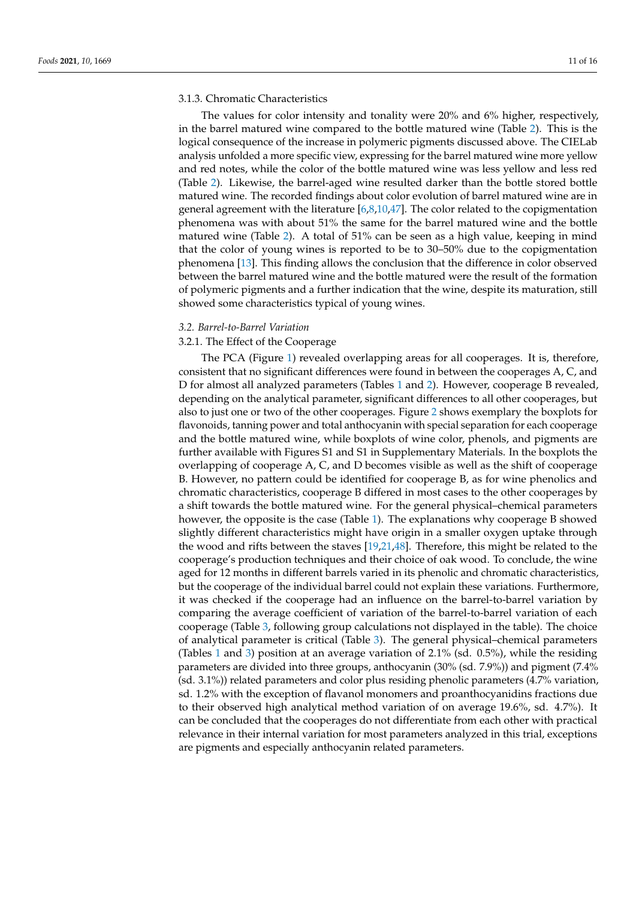#### 3.1.3. Chromatic Characteristics

The values for color intensity and tonality were 20% and 6% higher, respectively, in the barrel matured wine compared to the bottle matured wine (Table 2). This is the logical consequence of the increase in polymeric pigments discussed above. The CIELab analysis unfolded a more specific view, expressing for the barrel matured wine more yellow and red notes, while the color of the bottle matured wine was less yellow and less red (Table 2). Likewise, the barrel-aged wine resulted darker than the bottle stored bottle matured wine. The recorded findings about color evolution of barrel matured wine are in general agreement with the literature [6,8,10,47]. The color related to the copigmentation phenomena was with about 51% the same for the barrel matured wine and the bottle matured wine (Table 2). A total of 51% can be seen as a high value, keeping in mind that the color of young wines is reported to be to 30–50% due to the copigmentation phenomena [13]. This finding allows the conclusion that the difference in color observed between the barrel matured wine and the bottle matured were the result of the formation of polymeric pigments and a further indication that the wine, despite its maturation, still showed some characteristics typical of young wines.

### *3.2. Barrel-to-Barrel Variation*

#### 3.2.1. The Effect of the Cooperage

The PCA (Figure 1) revealed overlapping areas for all cooperages. It is, therefore, consistent that no significant differences were found in between the cooperages A, C, and D for almost all analyzed parameters (Tables 1 and 2). However, cooperage B revealed, depending on the analytical parameter, significant differences to all other cooperages, but also to just one or two of the other cooperages. Figure 2 shows exemplary the boxplots for flavonoids, tanning power and total anthocyanin with special separation for each cooperage and the bottle matured wine, while boxplots of wine color, phenols, and pigments are further available with Figures S1 and S1 in Supplementary Materials. In the boxplots the overlapping of cooperage A, C, and D becomes visible as well as the shift of cooperage B. However, no pattern could be identified for cooperage B, as for wine phenolics and chromatic characteristics, cooperage B differed in most cases to the other cooperages by a shift towards the bottle matured wine. For the general physical–chemical parameters however, the opposite is the case (Table 1). The explanations why cooperage B showed slightly different characteristics might have origin in a smaller oxygen uptake through the wood and rifts between the staves [19,21,48]. Therefore, this might be related to the cooperage's production techniques and their choice of oak wood. To conclude, the wine aged for 12 months in different barrels varied in its phenolic and chromatic characteristics, but the cooperage of the individual barrel could not explain these variations. Furthermore, it was checked if the cooperage had an influence on the barrel-to-barrel variation by comparing the average coefficient of variation of the barrel-to-barrel variation of each cooperage (Table 3, following group calculations not displayed in the table). The choice of analytical parameter is critical (Table 3). The general physical–chemical parameters (Tables 1 and 3) position at an average variation of 2.1% (sd. 0.5%), while the residing parameters are divided into three groups, anthocyanin (30% (sd. 7.9%)) and pigment (7.4% (sd. 3.1%)) related parameters and color plus residing phenolic parameters (4.7% variation, sd. 1.2% with the exception of flavanol monomers and proanthocyanidins fractions due to their observed high analytical method variation of on average 19.6%, sd. 4.7%). It can be concluded that the cooperages do not differentiate from each other with practical relevance in their internal variation for most parameters analyzed in this trial, exceptions are pigments and especially anthocyanin related parameters.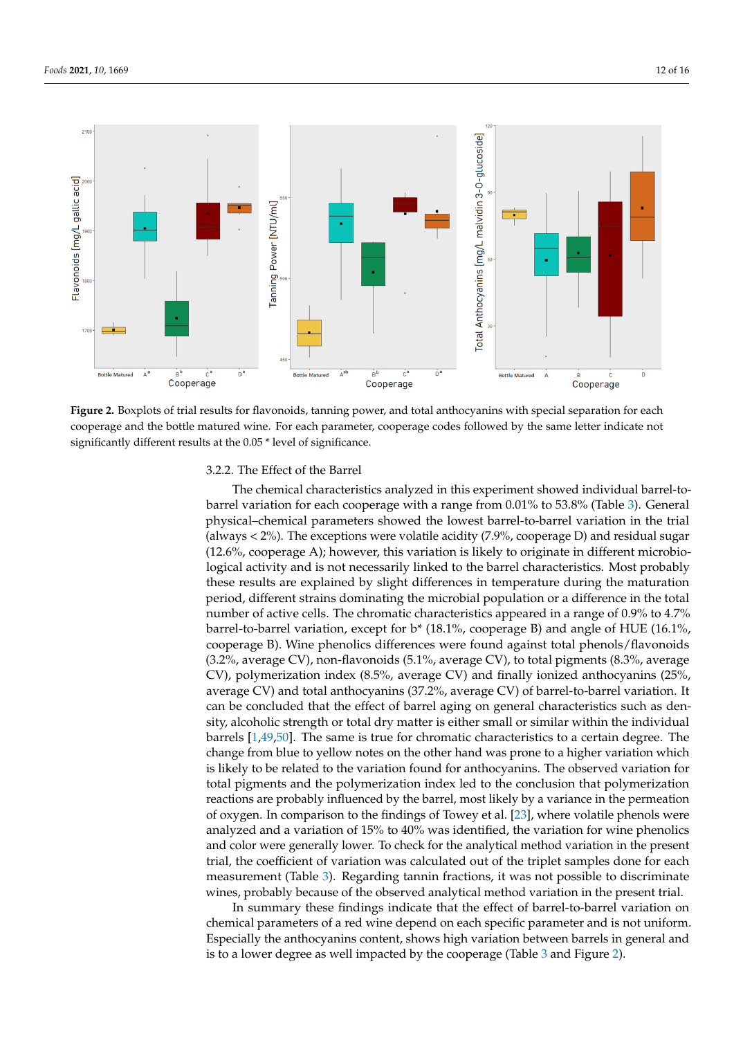**Figure 2.** Boxplots of trial results for flavonoids, tanning power, and total anthocyanins with special separation for each cooperage and the bottle matured wine. For each parameter, cooperage codes followed by the same letter indicate not significantly different results at the 0.05 * level of significance.

### 3.2.2. The Effect of the Barrel

The chemical characteristics analyzed in this experiment showed individual barrel-to-barrel variation for each cooperage with a range from 0.01% to 53.8% (Table 3). General physical–chemical parameters showed the lowest barrel-to-barrel variation in the trial (always < 2%). The exceptions were volatile acidity (7.9%, cooperage D) and residual sugar (12.6%, cooperage A); however, this variation is likely to originate in different microbiological activity and is not necessarily linked to the barrel characteristics. Most probably these results are explained by slight differences in temperature during the maturation period, different strains dominating the microbial population or a difference in the total number of active cells. The chromatic characteristics appeared in a range of 0.9% to 4.7% barrel-to-barrel variation, except for b* (18.1%, cooperage B) and angle of HUE (16.1%, cooperage B). Wine phenolics differences were found against total phenols/flavonoids (3.2%, average CV), non-flavonoids (5.1%, average CV), to total pigments (8.3%, average CV), polymerization index (8.5%, average CV) and finally ionized anthocyanins (25%, average CV) and total anthocyanins (37.2%, average CV) of barrel-to-barrel variation. It can be concluded that the effect of barrel aging on general characteristics such as density, alcoholic strength or total dry matter is either small or similar within the individual barrels [1,49,50]. The same is true for chromatic characteristics to a certain degree. The change from blue to yellow notes on the other hand was prone to a higher variation which is likely to be related to the variation found for anthocyanins. The observed variation for total pigments and the polymerization index led to the conclusion that polymerization reactions are probably influenced by the barrel, most likely by a variance in the permeation of oxygen. In comparison to the findings of Towey et al. [23], where volatile phenols were analyzed and a variation of 15% to 40% was identified, the variation for wine phenolics and color were generally lower. To check for the analytical method variation in the present trial, the coefficient of variation was calculated out of the triplet samples done for each measurement (Table 3). Regarding tannin fractions, it was not possible to discriminate wines, probably because of the observed analytical method variation in the present trial.

In summary these findings indicate that the effect of barrel-to-barrel variation on chemical parameters of a red wine depend on each specific parameter and is not uniform. Especially the anthocyanins content, shows high variation between barrels in general and is to a lower degree as well impacted by the cooperage (Table 3 and Figure 2).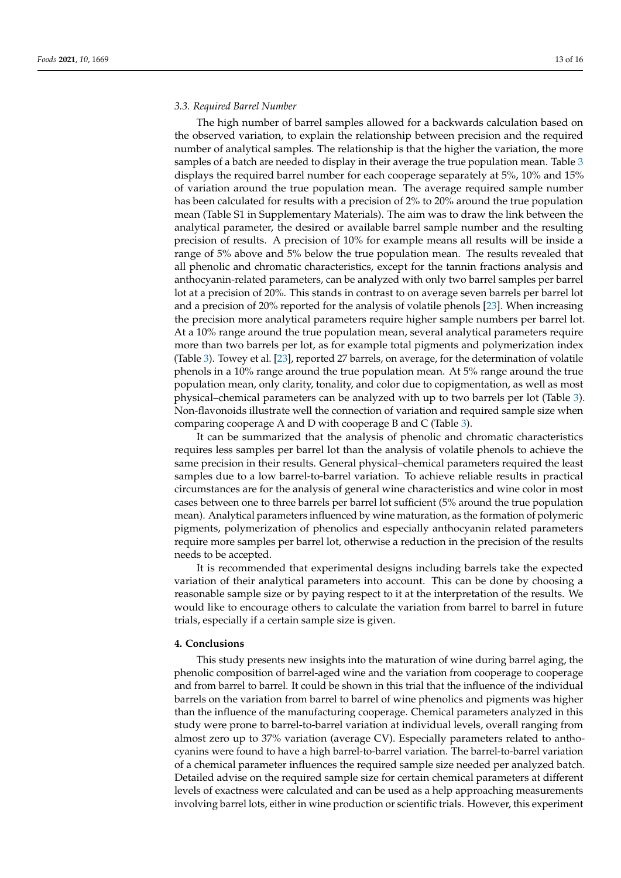### 3.3. Required Barrel Number

The high number of barrel samples allowed for a backwards calculation based on the observed variation, to explain the relationship between precision and the required number of analytical samples. The relationship is that the higher the variation, the more samples of a batch are needed to display in their average the true population mean. Table 3 displays the required barrel number for each cooperage separately at 5%, 10% and 15% of variation around the true population mean. The average required sample number has been calculated for results with a precision of 2% to 20% around the true population mean (Table S1 in Supplementary Materials). The aim was to draw the link between the analytical parameter, the desired or available barrel sample number and the resulting precision of results. A precision of 10% for example means all results will be inside a range of 5% above and 5% below the true population mean. The results revealed that all phenolic and chromatic characteristics, except for the tannin fractions analysis and anthocyanin-related parameters, can be analyzed with only two barrel samples per barrel lot at a precision of 20%. This stands in contrast to on average seven barrels per barrel lot and a precision of 20% reported for the analysis of volatile phenols [23]. When increasing the precision more analytical parameters require higher sample numbers per barrel lot. At a 10% range around the true population mean, several analytical parameters require more than two barrels per lot, as for example total pigments and polymerization index (Table 3). Towey et al. [23], reported 27 barrels, on average, for the determination of volatile phenols in a 10% range around the true population mean. At 5% range around the true population mean, only clarity, tonality, and color due to copigmentation, as well as most physical–chemical parameters can be analyzed with up to two barrels per lot (Table 3). Non-flavonoids illustrate well the connection of variation and required sample size when comparing cooperage A and D with cooperage B and C (Table 3).

It can be summarized that the analysis of phenolic and chromatic characteristics requires less samples per barrel lot than the analysis of volatile phenols to achieve the same precision in their results. General physical–chemical parameters required the least samples due to a low barrel-to-barrel variation. To achieve reliable results in practical circumstances are for the analysis of general wine characteristics and wine color in most cases between one to three barrels per barrel lot sufficient (5% around the true population mean). Analytical parameters influenced by wine maturation, as the formation of polymeric pigments, polymerization of phenolics and especially anthocyanin related parameters require more samples per barrel lot, otherwise a reduction in the precision of the results needs to be accepted.

It is recommended that experimental designs including barrels take the expected variation of their analytical parameters into account. This can be done by choosing a reasonable sample size or by paying respect to it at the interpretation of the results. We would like to encourage others to calculate the variation from barrel to barrel in future trials, especially if a certain sample size is given.

## 4. Conclusions

This study presents new insights into the maturation of wine during barrel aging, the phenolic composition of barrel-aged wine and the variation from cooperage to cooperage and from barrel to barrel. It could be shown in this trial that the influence of the individual barrels on the variation from barrel to barrel of wine phenolics and pigments was higher than the influence of the manufacturing cooperage. Chemical parameters analyzed in this study were prone to barrel-to-barrel variation at individual levels, overall ranging from almost zero up to 37% variation (average CV). Especially parameters related to anthocyanins were found to have a high barrel-to-barrel variation. The barrel-to-barrel variation of a chemical parameter influences the required sample size needed per analyzed batch. Detailed advise on the required sample size for certain chemical parameters at different levels of exactness were calculated and can be used as a help approaching measurements involving barrel lots, either in wine production or scientific trials. However, this experiment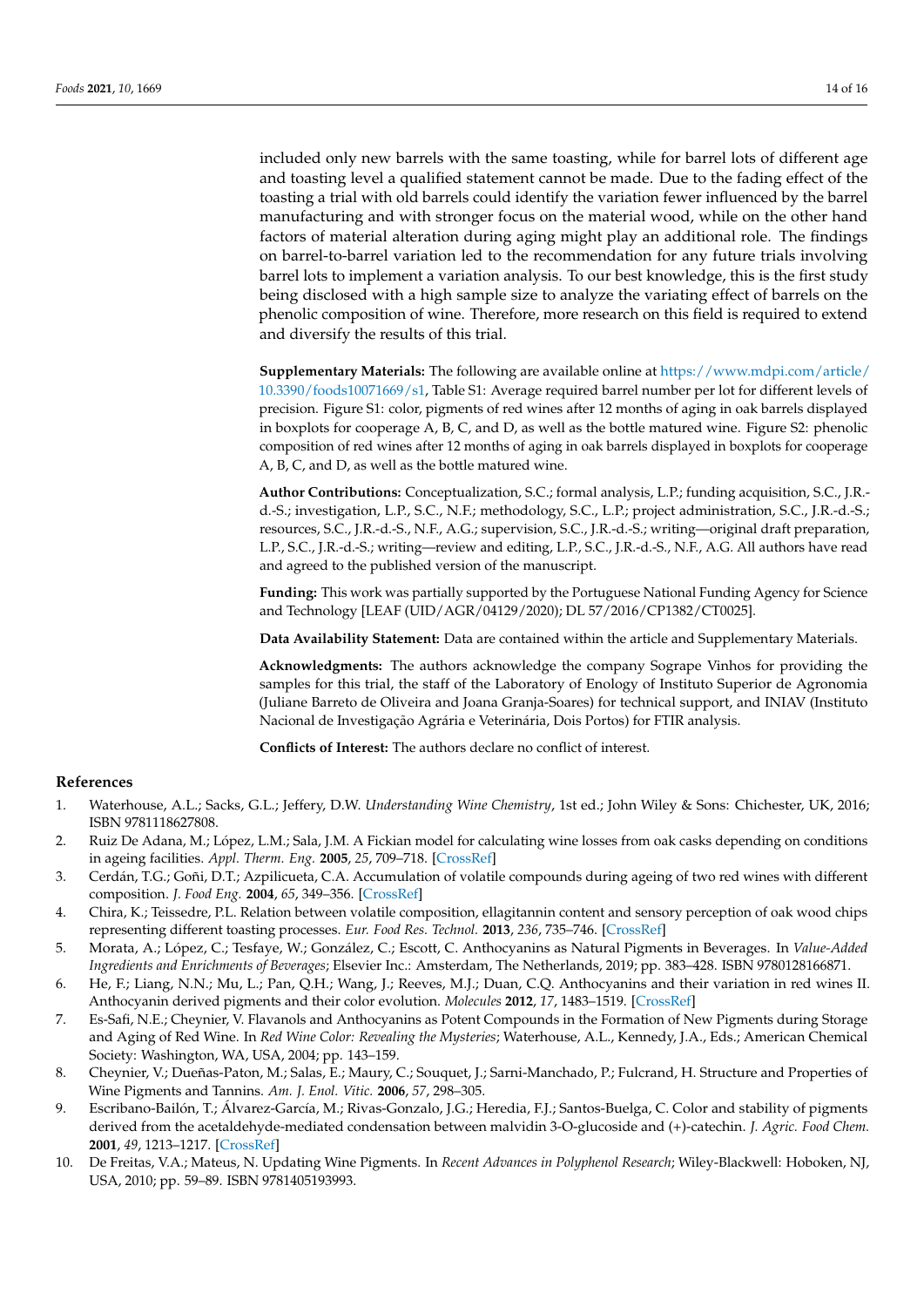included only new barrels with the same toasting, while for barrel lots of different age and toasting level a qualified statement cannot be made. Due to the fading effect of the toasting a trial with old barrels could identify the variation fewer influenced by the barrel manufacturing and with stronger focus on the material wood, while on the other hand factors of material alteration during aging might play an additional role. The findings on barrel-to-barrel variation led to the recommendation for any future trials involving barrel lots to implement a variation analysis. To our best knowledge, this is the first study being disclosed with a high sample size to analyze the variating effect of barrels on the phenolic composition of wine. Therefore, more research on this field is required to extend and diversify the results of this trial.

**Supplementary Materials:** The following are available online at https://www.mdpi.com/article/10.3390/foods10071669/s1, Table S1: Average required barrel number per lot for different levels of precision. Figure S1: color, pigments of red wines after 12 months of aging in oak barrels displayed in boxplots for cooperage A, B, C, and D, as well as the bottle matured wine. Figure S2: phenolic composition of red wines after 12 months of aging in oak barrels displayed in boxplots for cooperage A, B, C, and D, as well as the bottle matured wine.

**Author Contributions:** Conceptualization, S.C.; formal analysis, L.P.; funding acquisition, S.C., J.R.-d.-S.; investigation, L.P., S.C., N.F.; methodology, S.C., L.P.; project administration, S.C., J.R.-d.-S.; resources, S.C., J.R.-d.-S., N.F., A.G.; supervision, S.C., J.R.-d.-S.; writing—original draft preparation, L.P., S.C., J.R.-d.-S.; writing—review and editing, L.P., S.C., J.R.-d.-S., N.F., A.G. All authors have read and agreed to the published version of the manuscript.

**Funding:** This work was partially supported by the Portuguese National Funding Agency for Science and Technology [LEAF (UID/AGR/04129/2020); DL 57/2016/CP1382/CT0025].

**Data Availability Statement:** Data are contained within the article and Supplementary Materials.

**Acknowledgments:** The authors acknowledge the company Sogrape Vinhos for providing the samples for this trial, the staff of the Laboratory of Enology of Instituto Superior de Agronomia (Juliane Barreto de Oliveira and Joana Granja-Soares) for technical support, and INIAV (Instituto Nacional de Investigação Agrária e Veterinária, Dois Portos) for FTIR analysis.

**Conflicts of Interest:** The authors declare no conflict of interest.

## References

1. Waterhouse, A.L.; Sacks, G.L.; Jeffery, D.W. *Understanding Wine Chemistry*, 1st ed.; John Wiley & Sons: Chichester, UK, 2016; ISBN 9781118627808.
2. Ruiz De Adana, M.; López, L.M.; Sala, J.M. A Fickian model for calculating wine losses from oak casks depending on conditions in ageing facilities. *Appl. Therm. Eng.* **2005**, *25*, 709–718. [CrossRef]
3. Cerdán, T.G.; Goñi, D.T.; Azpilicueta, C.A. Accumulation of volatile compounds during ageing of two red wines with different composition. *J. Food Eng.* **2004**, *65*, 349–356. [CrossRef]
4. Chira, K.; Teissedre, P.L. Relation between volatile composition, ellagitannin content and sensory perception of oak wood chips representing different toasting processes. *Eur. Food Res. Technol.* **2013**, *236*, 735–746. [CrossRef]
5. Morata, A.; López, C.; Tesfaye, W.; González, C.; Escott, C. Anthocyanins as Natural Pigments in Beverages. In *Value-Added Ingredients and Enrichments of Beverages*; Elsevier Inc.: Amsterdam, The Netherlands, 2019; pp. 383–428. ISBN 9780128166871.
6. He, F.; Liang, N.N.; Mu, L.; Pan, Q.H.; Wang, J.; Reeves, M.J.; Duan, C.Q. Anthocyanins and their variation in red wines II. Anthocyanin derived pigments and their color evolution. *Molecules* **2012**, *17*, 1483–1519. [CrossRef]
7. Es-Safi, N.E.; Cheynier, V. Flavanols and Anthocyanins as Potent Compounds in the Formation of New Pigments during Storage and Aging of Red Wine. In *Red Wine Color: Revealing the Mysteries*; Waterhouse, A.L., Kennedy, J.A., Eds.; American Chemical Society: Washington, WA, USA, 2004; pp. 143–159.
8. Cheynier, V.; Dueñas-Paton, M.; Salas, E.; Maury, C.; Souquet, J.; Sarni-Manchado, P.; Fulcrand, H. Structure and Properties of Wine Pigments and Tannins. *Am. J. Enol. Vitic.* **2006**, *57*, 298–305.
9. Escribano-Bailón, T.; Álvarez-García, M.; Rivas-Gonzalo, J.G.; Heredia, F.J.; Santos-Buelga, C. Color and stability of pigments derived from the acetaldehyde-mediated condensation between malvidin 3-O-glucoside and (+)-catechin. *J. Agric. Food Chem.* **2001**, *49*, 1213–1217. [CrossRef]
10. De Freitas, V.A.; Mateus, N. Updating Wine Pigments. In *Recent Advances in Polyphenol Research*; Wiley-Blackwell: Hoboken, NJ, USA, 2010; pp. 59–89. ISBN 9781405193993.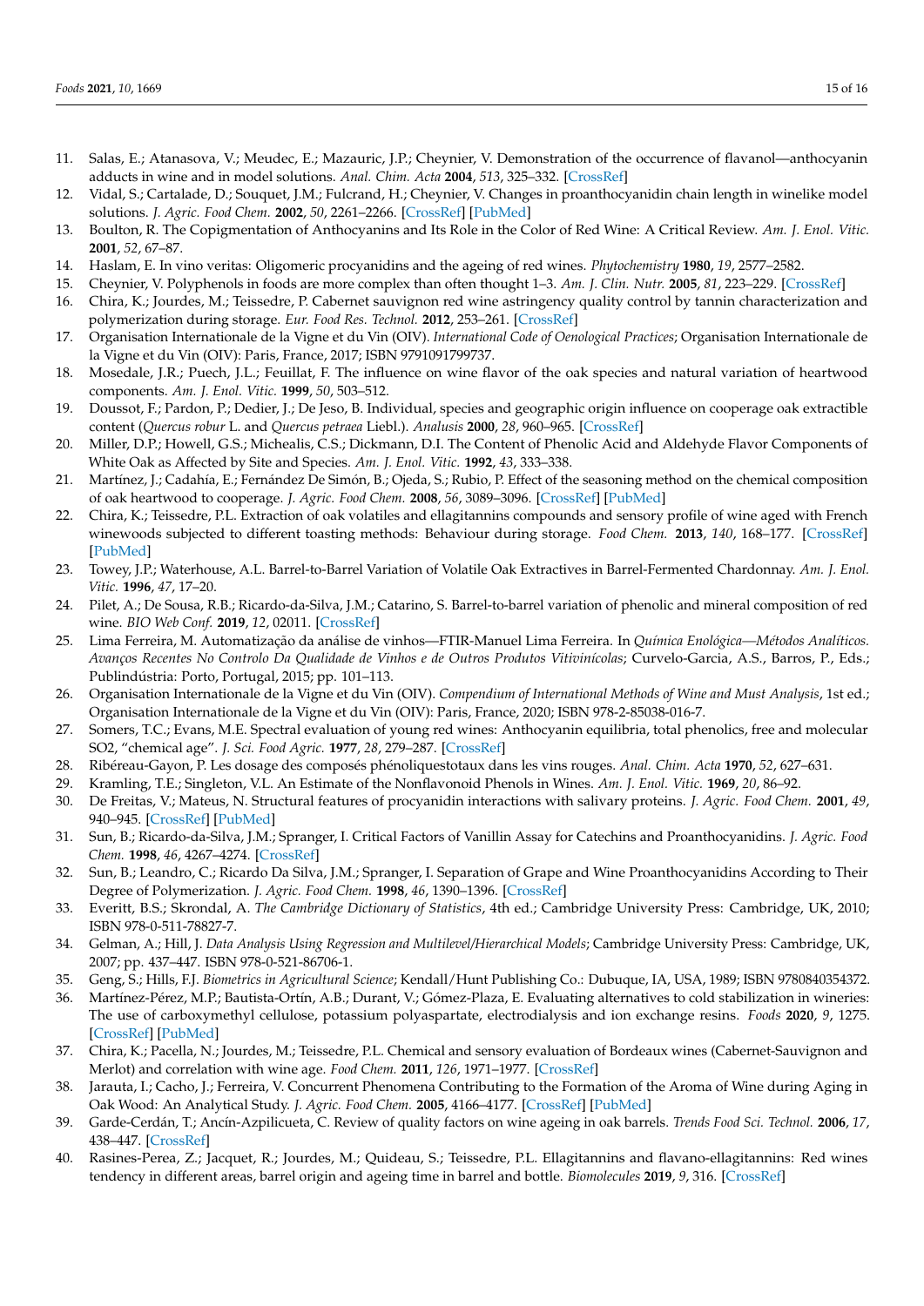11. Salas, E.; Atanasova, V.; Meudec, E.; Mazauric, J.P.; Cheynier, V. Demonstration of the occurrence of flavanol—anthocyanin adducts in wine and in model solutions. *Anal. Chim. Acta* **2004**, *513*, 325–332. [CrossRef]
12. Vidal, S.; Cartalade, D.; Souquet, J.M.; Fulcrand, H.; Cheynier, V. Changes in proanthocyanidin chain length in winelike model solutions. *J. Agric. Food Chem.* **2002**, *50*, 2261–2266. [CrossRef] [PubMed]
13. Boulton, R. The Copigmentation of Anthocyanins and Its Role in the Color of Red Wine: A Critical Review. *Am. J. Enol. Vitic.* **2001**, *52*, 67–87.
14. Haslam, E. In vino veritas: Oligomeric procyanidins and the ageing of red wines. *Phytochemistry* **1980**, *19*, 2577–2582.
15. Cheynier, V. Polyphenols in foods are more complex than often thought 1–3. *Am. J. Clin. Nutr.* **2005**, *81*, 223–229. [CrossRef]
16. Chira, K.; Jourdes, M.; Teissedre, P. Cabernet sauvignon red wine astringency quality control by tannin characterization and polymerization during storage. *Eur. Food Res. Technol.* **2012**, 253–261. [CrossRef]
17. Organisation Internationale de la Vigne et du Vin (OIV). *International Code of Oenological Practices*; Organisation Internationale de la Vigne et du Vin (OIV): Paris, France, 2017; ISBN 9791091799737.
18. Mosedale, J.R.; Puech, J.L.; Feuillat, F. The influence on wine flavor of the oak species and natural variation of heartwood components. *Am. J. Enol. Vitic.* **1999**, *50*, 503–512.
19. Doussot, F.; Pardon, P.; Dedier, J.; De Jeso, B. Individual, species and geographic origin influence on cooperage oak extractible content (*Quercus robur* L. and *Quercus petraea* Liebl.). *Analusis* **2000**, *28*, 960–965. [CrossRef]
20. Miller, D.P.; Howell, G.S.; Michealis, C.S.; Dickmann, D.I. The Content of Phenolic Acid and Aldehyde Flavor Components of White Oak as Affected by Site and Species. *Am. J. Enol. Vitic.* **1992**, *43*, 333–338.
21. Martínez, J.; Cadahía, E.; Fernández De Simón, B.; Ojeda, S.; Rubio, P. Effect of the seasoning method on the chemical composition of oak heartwood to cooperage. *J. Agric. Food Chem.* **2008**, *56*, 3089–3096. [CrossRef] [PubMed]
22. Chira, K.; Teissedre, P.L. Extraction of oak volatiles and ellagitannins compounds and sensory profile of wine aged with French winewoods subjected to different toasting methods: Behaviour during storage. *Food Chem.* **2013**, *140*, 168–177. [CrossRef] [PubMed]
23. Towey, J.P.; Waterhouse, A.L. Barrel-to-Barrel Variation of Volatile Oak Extractives in Barrel-Fermented Chardonnay. *Am. J. Enol. Vitic.* **1996**, *47*, 17–20.
24. Pilet, A.; De Sousa, R.B.; Ricardo-da-Silva, J.M.; Catarino, S. Barrel-to-barrel variation of phenolic and mineral composition of red wine. *BIO Web Conf.* **2019**, *12*, 02011. [CrossRef]
25. Lima Ferreira, M. Automatização da análise de vinhos—FTIR-Manuel Lima Ferreira. In *Química Enológica—Métodos Analíticos. Avanços Recentes No Controlo Da Qualidade de Vinhos e de Outros Produtos Vitivinícolas*; Curvelo-Garcia, A.S., Barros, P., Eds.; Publindústria: Porto, Portugal, 2015; pp. 101–113.
26. Organisation Internationale de la Vigne et du Vin (OIV). *Compendium of International Methods of Wine and Must Analysis*, 1st ed.; Organisation Internationale de la Vigne et du Vin (OIV): Paris, France, 2020; ISBN 978-2-85038-016-7.
27. Somers, T.C.; Evans, M.E. Spectral evaluation of young red wines: Anthocyanin equilibria, total phenolics, free and molecular SO2, "chemical age". *J. Sci. Food Agric.* **1977**, *28*, 279–287. [CrossRef]
28. Ribéreau-Gayon, P. Les dosage des composés phénoliquestotaux dans les vins rouges. *Anal. Chim. Acta* **1970**, *52*, 627–631.
29. Kramling, T.E.; Singleton, V.L. An Estimate of the Nonflavonoid Phenols in Wines. *Am. J. Enol. Vitic.* **1969**, *20*, 86–92.
30. De Freitas, V.; Mateus, N. Structural features of procyanidin interactions with salivary proteins. *J. Agric. Food Chem.* **2001**, *49*, 940–945. [CrossRef] [PubMed]
31. Sun, B.; Ricardo-da-Silva, J.M.; Spranger, I. Critical Factors of Vanillin Assay for Catechins and Proanthocyanidins. *J. Agric. Food Chem.* **1998**, *46*, 4267–4274. [CrossRef]
32. Sun, B.; Leandro, C.; Ricardo Da Silva, J.M.; Spranger, I. Separation of Grape and Wine Proanthocyanidins According to Their Degree of Polymerization. *J. Agric. Food Chem.* **1998**, *46*, 1390–1396. [CrossRef]
33. Everitt, B.S.; Skrondal, A. *The Cambridge Dictionary of Statistics*, 4th ed.; Cambridge University Press: Cambridge, UK, 2010; ISBN 978-0-511-78827-7.
34. Gelman, A.; Hill, J. *Data Analysis Using Regression and Multilevel/Hierarchical Models*; Cambridge University Press: Cambridge, UK, 2007; pp. 437–447. ISBN 978-0-521-86706-1.
35. Geng, S.; Hills, F.J. *Biometrics in Agricultural Science*; Kendall/Hunt Publishing Co.: Dubuque, IA, USA, 1989; ISBN 9780840354372.
36. Martínez-Pérez, M.P.; Bautista-Ortín, A.B.; Durant, V.; Gómez-Plaza, E. Evaluating alternatives to cold stabilization in wineries: The use of carboxymethyl cellulose, potassium polyaspartate, electrodialysis and ion exchange resins. *Foods* **2020**, *9*, 1275. [CrossRef] [PubMed]
37. Chira, K.; Pacella, N.; Jourdes, M.; Teissedre, P.L. Chemical and sensory evaluation of Bordeaux wines (Cabernet-Sauvignon and Merlot) and correlation with wine age. *Food Chem.* **2011**, *126*, 1971–1977. [CrossRef]
38. Jarauta, I.; Cacho, J.; Ferreira, V. Concurrent Phenomena Contributing to the Formation of the Aroma of Wine during Aging in Oak Wood: An Analytical Study. *J. Agric. Food Chem.* **2005**, 4166–4177. [CrossRef] [PubMed]
39. Garde-Cerdán, T.; Ancín-Azpilicueta, C. Review of quality factors on wine ageing in oak barrels. *Trends Food Sci. Technol.* **2006**, *17*, 438–447. [CrossRef]
40. Rasines-Perea, Z.; Jacquet, R.; Jourdes, M.; Quideau, S.; Teissedre, P.L. Ellagitannins and flavano-ellagitannins: Red wines tendency in different areas, barrel origin and ageing time in barrel and bottle. *Biomolecules* **2019**, *9*, 316. [CrossRef]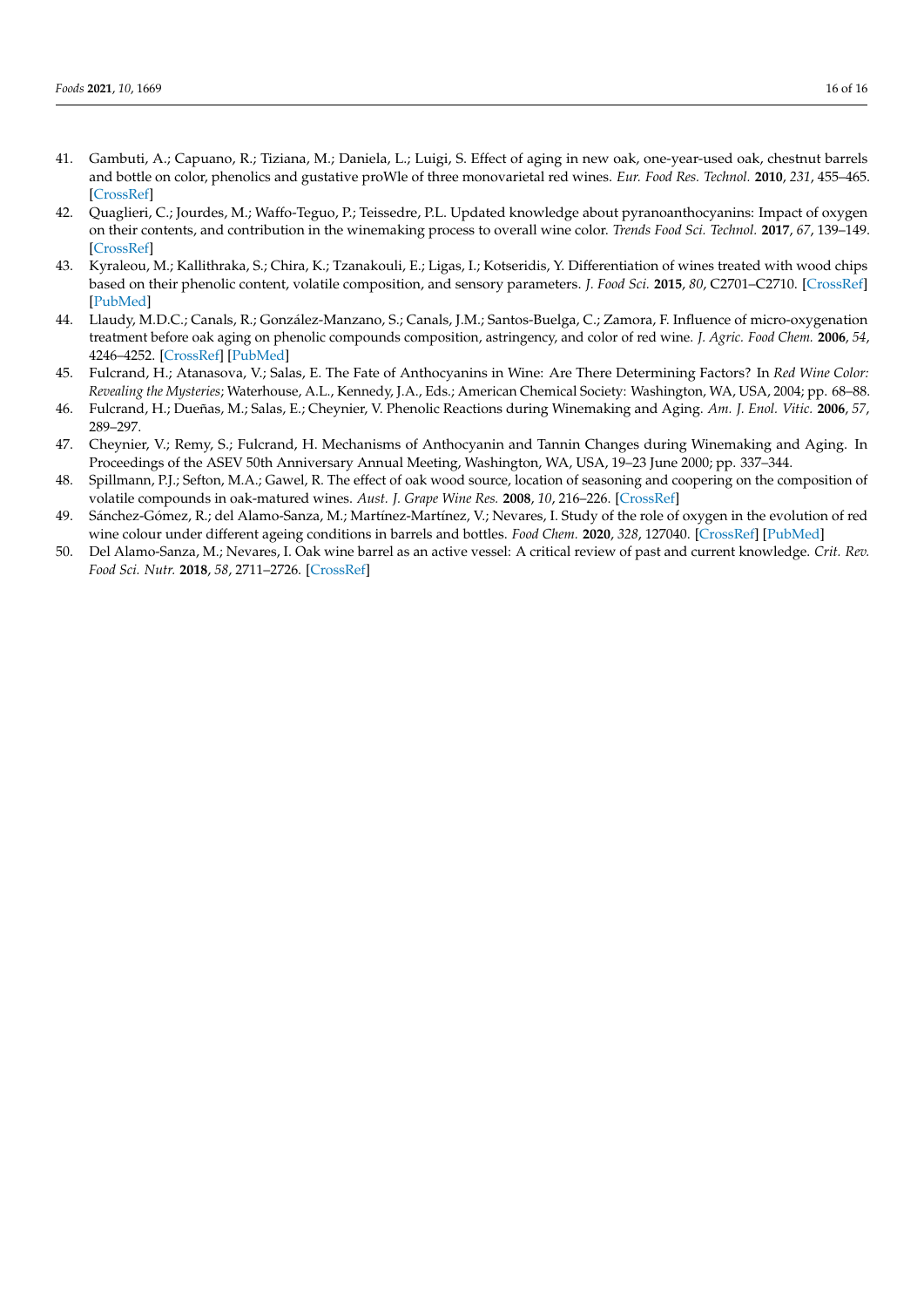41. Gambuti, A.; Capuano, R.; Tiziana, M.; Daniela, L.; Luigi, S. Effect of aging in new oak, one-year-used oak, chestnut barrels and bottle on color, phenolics and gustative proWle of three monovarietal red wines. *Eur. Food Res. Technol.* **2010**, *231*, 455–465. [CrossRef]
42. Quaglieri, C.; Jourdes, M.; Waffo-Teguo, P.; Teissedre, P.L. Updated knowledge about pyranoanthocyanins: Impact of oxygen on their contents, and contribution in the winemaking process to overall wine color. *Trends Food Sci. Technol.* **2017**, *67*, 139–149. [CrossRef]
43. Kyraleou, M.; Kallithraka, S.; Chira, K.; Tzanakouli, E.; Ligas, I.; Kotseridis, Y. Differentiation of wines treated with wood chips based on their phenolic content, volatile composition, and sensory parameters. *J. Food Sci.* **2015**, *80*, C2701–C2710. [CrossRef] [PubMed]
44. Llaudy, M.D.C.; Canals, R.; González-Manzano, S.; Canals, J.M.; Santos-Buelga, C.; Zamora, F. Influence of micro-oxygenation treatment before oak aging on phenolic compounds composition, astringency, and color of red wine. *J. Agric. Food Chem.* **2006**, *54*, 4246–4252. [CrossRef] [PubMed]
45. Fulcrand, H.; Atanasova, V.; Salas, E. The Fate of Anthocyanins in Wine: Are There Determining Factors? In *Red Wine Color: Revealing the Mysteries*; Waterhouse, A.L., Kennedy, J.A., Eds.; American Chemical Society: Washington, WA, USA, 2004; pp. 68–88.
46. Fulcrand, H.; Dueñas, M.; Salas, E.; Cheynier, V. Phenolic Reactions during Winemaking and Aging. *Am. J. Enol. Vitic.* **2006**, *57*, 289–297.
47. Cheynier, V.; Remy, S.; Fulcrand, H. Mechanisms of Anthocyanin and Tannin Changes during Winemaking and Aging. In Proceedings of the ASEV 50th Anniversary Annual Meeting, Washington, WA, USA, 19–23 June 2000; pp. 337–344.
48. Spillmann, P.J.; Sefton, M.A.; Gawel, R. The effect of oak wood source, location of seasoning and coopering on the composition of volatile compounds in oak-matured wines. *Aust. J. Grape Wine Res.* **2008**, *10*, 216–226. [CrossRef]
49. Sánchez-Gómez, R.; del Alamo-Sanza, M.; Martínez-Martínez, V.; Nevares, I. Study of the role of oxygen in the evolution of red wine colour under different ageing conditions in barrels and bottles. *Food Chem.* **2020**, *328*, 127040. [CrossRef] [PubMed]
50. Del Alamo-Sanza, M.; Nevares, I. Oak wine barrel as an active vessel: A critical review of past and current knowledge. *Crit. Rev. Food Sci. Nutr.* **2018**, *58*, 2711–2726. [CrossRef]